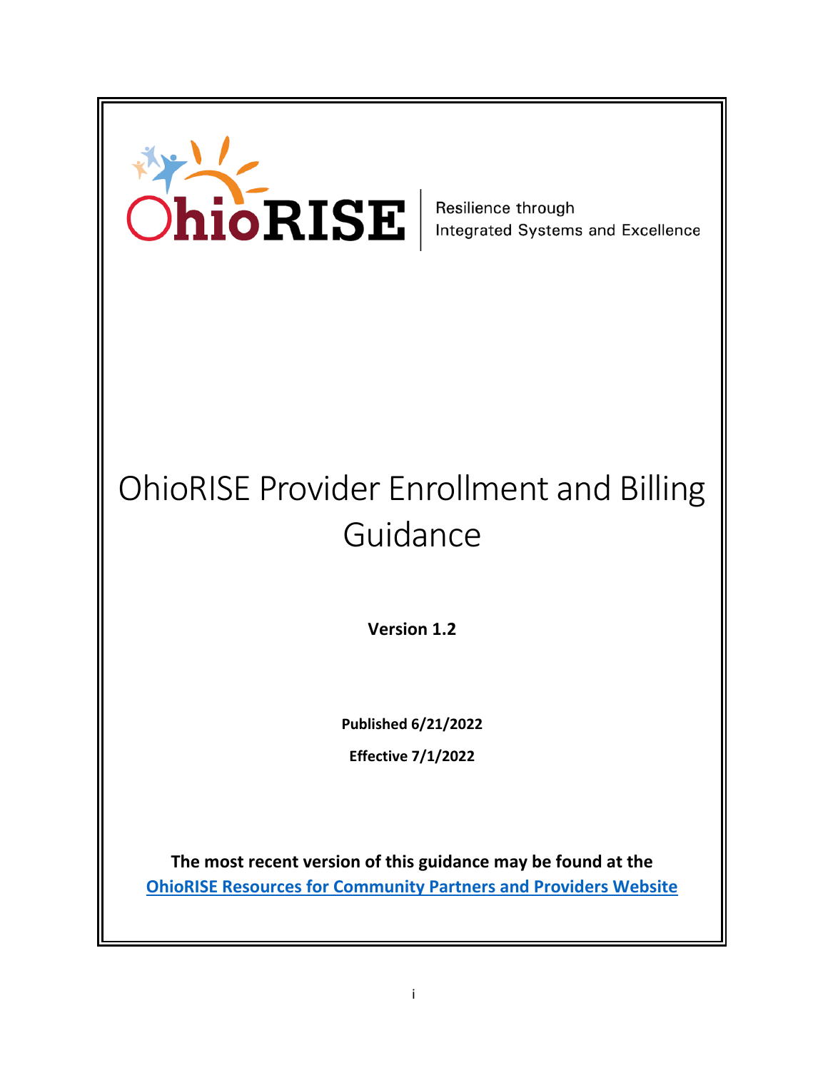OhioRISE

Resilience through Integrated Systems and Excellence

# OhioRISE Provider Enrollment and Billing Guidance

**Version 1.2**

**Published 6/21/2022**

**Effective 7/1/2022**

**The most recent version of this guidance may be found at the [OhioRISE Resources for Community Partners and Providers Website]**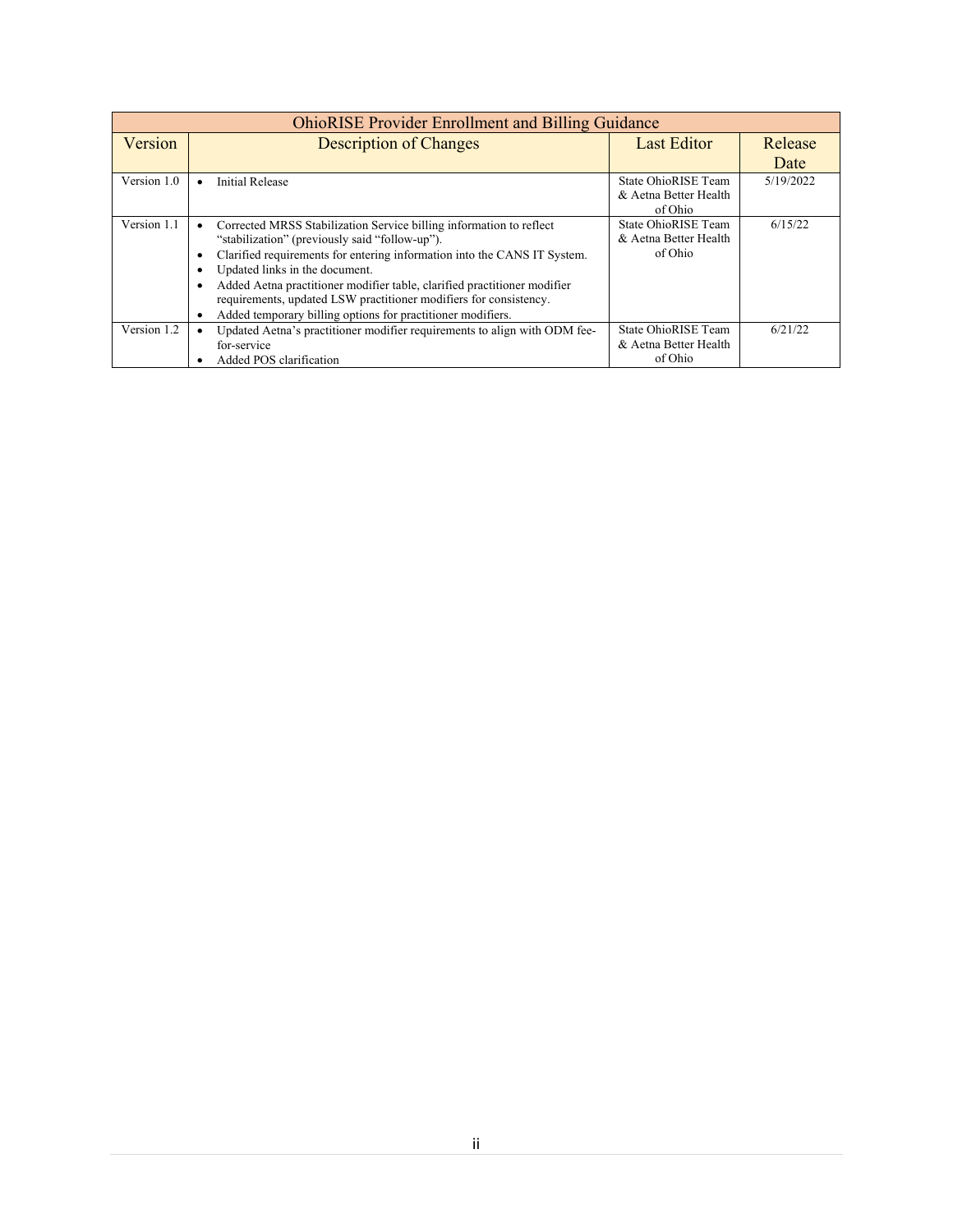| OhioRISE Provider Enrollment and Billing Guidance | | | |
|---|---|---|---|
| Version | Description of Changes | Last Editor | Release Date |
| Version 1.0 | • Initial Release | State OhioRISE Team & Aetna Better Health of Ohio | 5/19/2022 |
| Version 1.1 | • Corrected MRSS Stabilization Service billing information to reflect "stabilization" (previously said "follow-up").<br>• Clarified requirements for entering information into the CANS IT System.<br>• Updated links in the document.<br>• Added Aetna practitioner modifier table, clarified practitioner modifier requirements, updated LSW practitioner modifiers for consistency.<br>• Added temporary billing options for practitioner modifiers. | State OhioRISE Team & Aetna Better Health of Ohio | 6/15/22 |
| Version 1.2 | • Updated Aetna's practitioner modifier requirements to align with ODM fee-for-service<br>• Added POS clarification | State OhioRISE Team & Aetna Better Health of Ohio | 6/21/22 |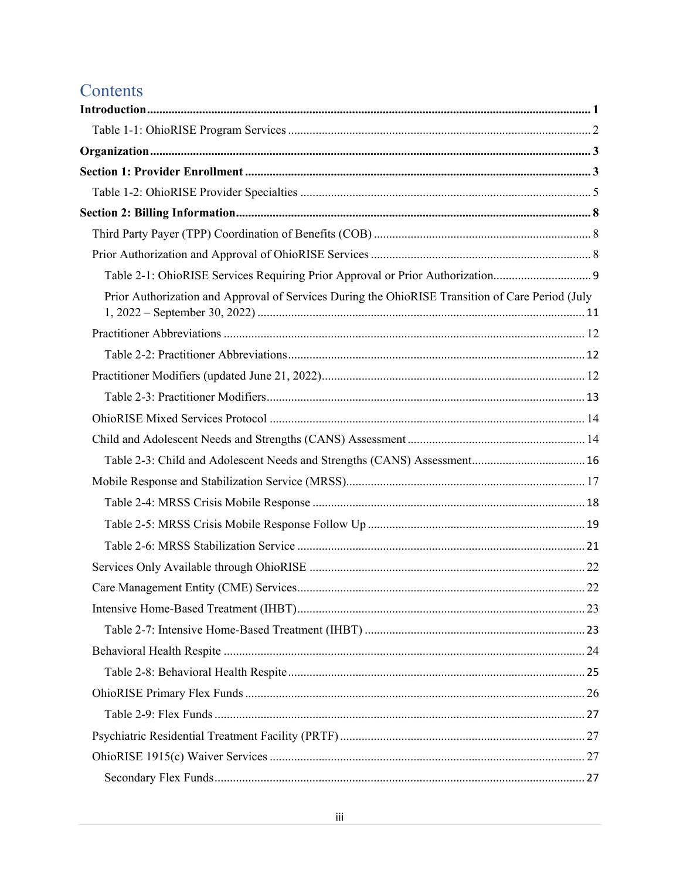# Contents

**Introduction** ........ **1**

- Table 1-1: OhioRISE Program Services ........ 2

**Organization** ........ **3**

**Section 1: Provider Enrollment** ........ **3**

- Table 1-2: OhioRISE Provider Specialties ........ 5

**Section 2: Billing Information** ........ **8**

- Third Party Payer (TPP) Coordination of Benefits (COB) ........ 8
- Prior Authorization and Approval of OhioRISE Services ........ 8
  - Table 2-1: OhioRISE Services Requiring Prior Approval or Prior Authorization ........ 9
  - Prior Authorization and Approval of Services During the OhioRISE Transition of Care Period (July 1, 2022 – September 30, 2022) ........ 11
- Practitioner Abbreviations ........ 12
  - Table 2-2: Practitioner Abbreviations ........ 12
- Practitioner Modifiers (updated June 21, 2022) ........ 12
  - Table 2-3: Practitioner Modifiers ........ 13
- OhioRISE Mixed Services Protocol ........ 14
- Child and Adolescent Needs and Strengths (CANS) Assessment ........ 14
  - Table 2-3: Child and Adolescent Needs and Strengths (CANS) Assessment ........ 16
- Mobile Response and Stabilization Service (MRSS) ........ 17
  - Table 2-4: MRSS Crisis Mobile Response ........ 18
  - Table 2-5: MRSS Crisis Mobile Response Follow Up ........ 19
  - Table 2-6: MRSS Stabilization Service ........ 21
- Services Only Available through OhioRISE ........ 22
- Care Management Entity (CME) Services ........ 22
- Intensive Home-Based Treatment (IHBT) ........ 23
  - Table 2-7: Intensive Home-Based Treatment (IHBT) ........ 23
- Behavioral Health Respite ........ 24
  - Table 2-8: Behavioral Health Respite ........ 25
- OhioRISE Primary Flex Funds ........ 26
  - Table 2-9: Flex Funds ........ 27
- Psychiatric Residential Treatment Facility (PRTF) ........ 27
- OhioRISE 1915(c) Waiver Services ........ 27
  - Secondary Flex Funds ........ 27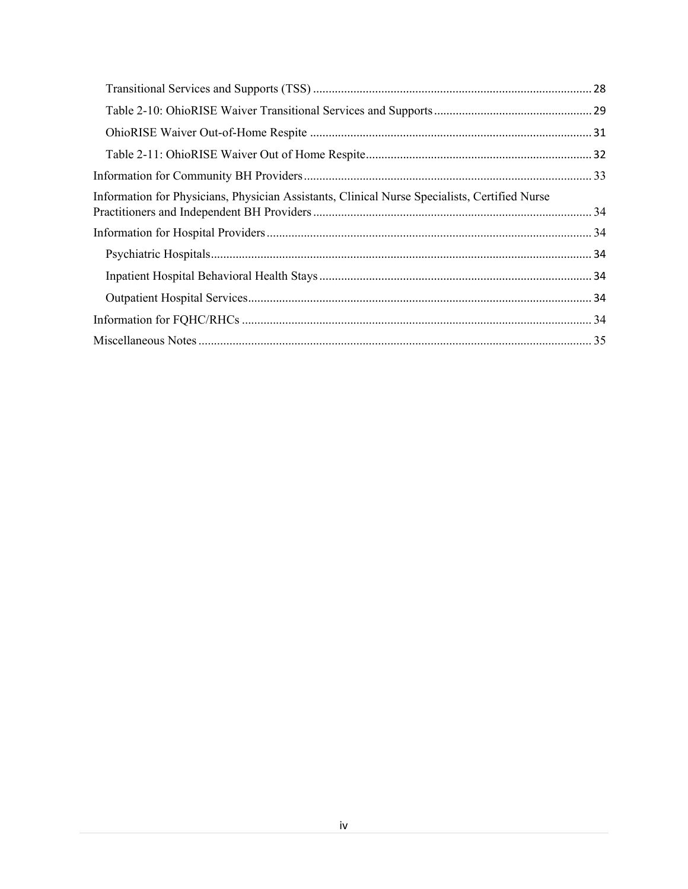- Transitional Services and Supports (TSS) ... 28
  - Table 2-10: OhioRISE Waiver Transitional Services and Supports ... 29
  - OhioRISE Waiver Out-of-Home Respite ... 31
  - Table 2-11: OhioRISE Waiver Out of Home Respite ... 32
- Information for Community BH Providers ... 33
- Information for Physicians, Physician Assistants, Clinical Nurse Specialists, Certified Nurse Practitioners and Independent BH Providers ... 34
- Information for Hospital Providers ... 34
  - Psychiatric Hospitals ... 34
  - Inpatient Hospital Behavioral Health Stays ... 34
  - Outpatient Hospital Services ... 34
- Information for FQHC/RHCs ... 34
- Miscellaneous Notes ... 35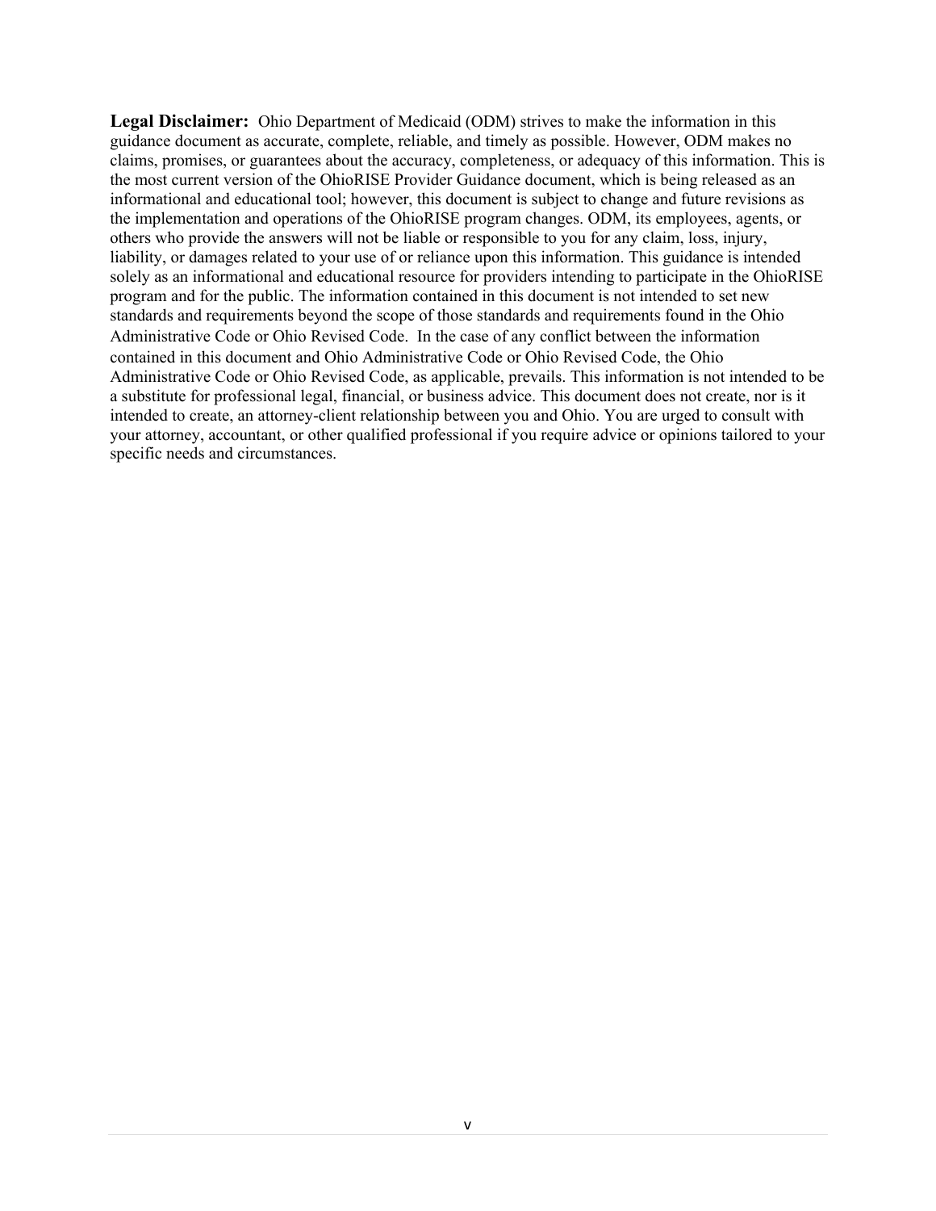**Legal Disclaimer:** Ohio Department of Medicaid (ODM) strives to make the information in this guidance document as accurate, complete, reliable, and timely as possible. However, ODM makes no claims, promises, or guarantees about the accuracy, completeness, or adequacy of this information. This is the most current version of the OhioRISE Provider Guidance document, which is being released as an informational and educational tool; however, this document is subject to change and future revisions as the implementation and operations of the OhioRISE program changes. ODM, its employees, agents, or others who provide the answers will not be liable or responsible to you for any claim, loss, injury, liability, or damages related to your use of or reliance upon this information. This guidance is intended solely as an informational and educational resource for providers intending to participate in the OhioRISE program and for the public. The information contained in this document is not intended to set new standards and requirements beyond the scope of those standards and requirements found in the Ohio Administrative Code or Ohio Revised Code. In the case of any conflict between the information contained in this document and Ohio Administrative Code or Ohio Revised Code, the Ohio Administrative Code or Ohio Revised Code, as applicable, prevails. This information is not intended to be a substitute for professional legal, financial, or business advice. This document does not create, nor is it intended to create, an attorney-client relationship between you and Ohio. You are urged to consult with your attorney, accountant, or other qualified professional if you require advice or opinions tailored to your specific needs and circumstances.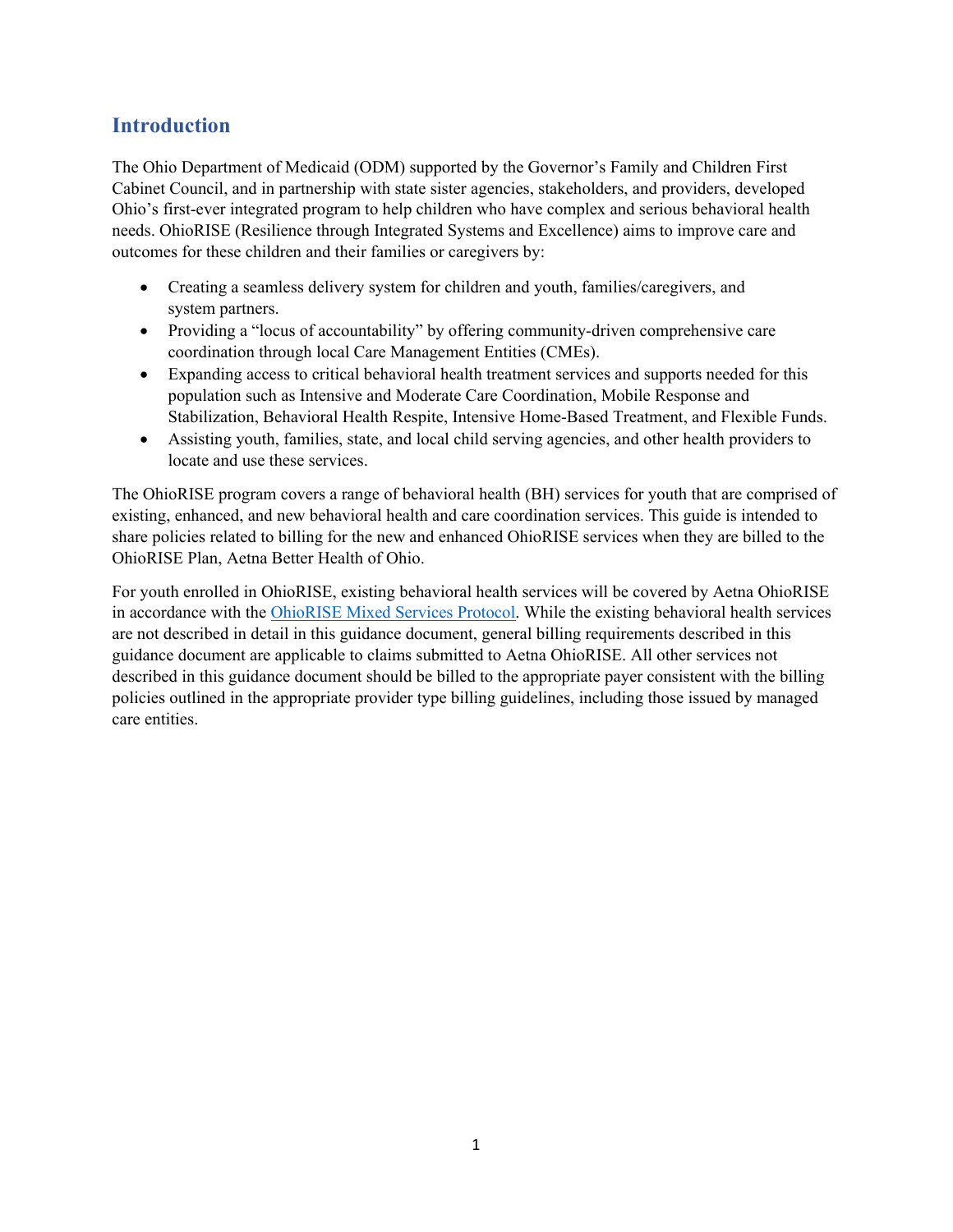## Introduction

The Ohio Department of Medicaid (ODM) supported by the Governor's Family and Children First Cabinet Council, and in partnership with state sister agencies, stakeholders, and providers, developed Ohio's first-ever integrated program to help children who have complex and serious behavioral health needs. OhioRISE (Resilience through Integrated Systems and Excellence) aims to improve care and outcomes for these children and their families or caregivers by:

- Creating a seamless delivery system for children and youth, families/caregivers, and system partners.
- Providing a "locus of accountability" by offering community-driven comprehensive care coordination through local Care Management Entities (CMEs).
- Expanding access to critical behavioral health treatment services and supports needed for this population such as Intensive and Moderate Care Coordination, Mobile Response and Stabilization, Behavioral Health Respite, Intensive Home-Based Treatment, and Flexible Funds.
- Assisting youth, families, state, and local child serving agencies, and other health providers to locate and use these services.

The OhioRISE program covers a range of behavioral health (BH) services for youth that are comprised of existing, enhanced, and new behavioral health and care coordination services. This guide is intended to share policies related to billing for the new and enhanced OhioRISE services when they are billed to the OhioRISE Plan, Aetna Better Health of Ohio.

For youth enrolled in OhioRISE, existing behavioral health services will be covered by Aetna OhioRISE in accordance with the OhioRISE Mixed Services Protocol. While the existing behavioral health services are not described in detail in this guidance document, general billing requirements described in this guidance document are applicable to claims submitted to Aetna OhioRISE. All other services not described in this guidance document should be billed to the appropriate payer consistent with the billing policies outlined in the appropriate provider type billing guidelines, including those issued by managed care entities.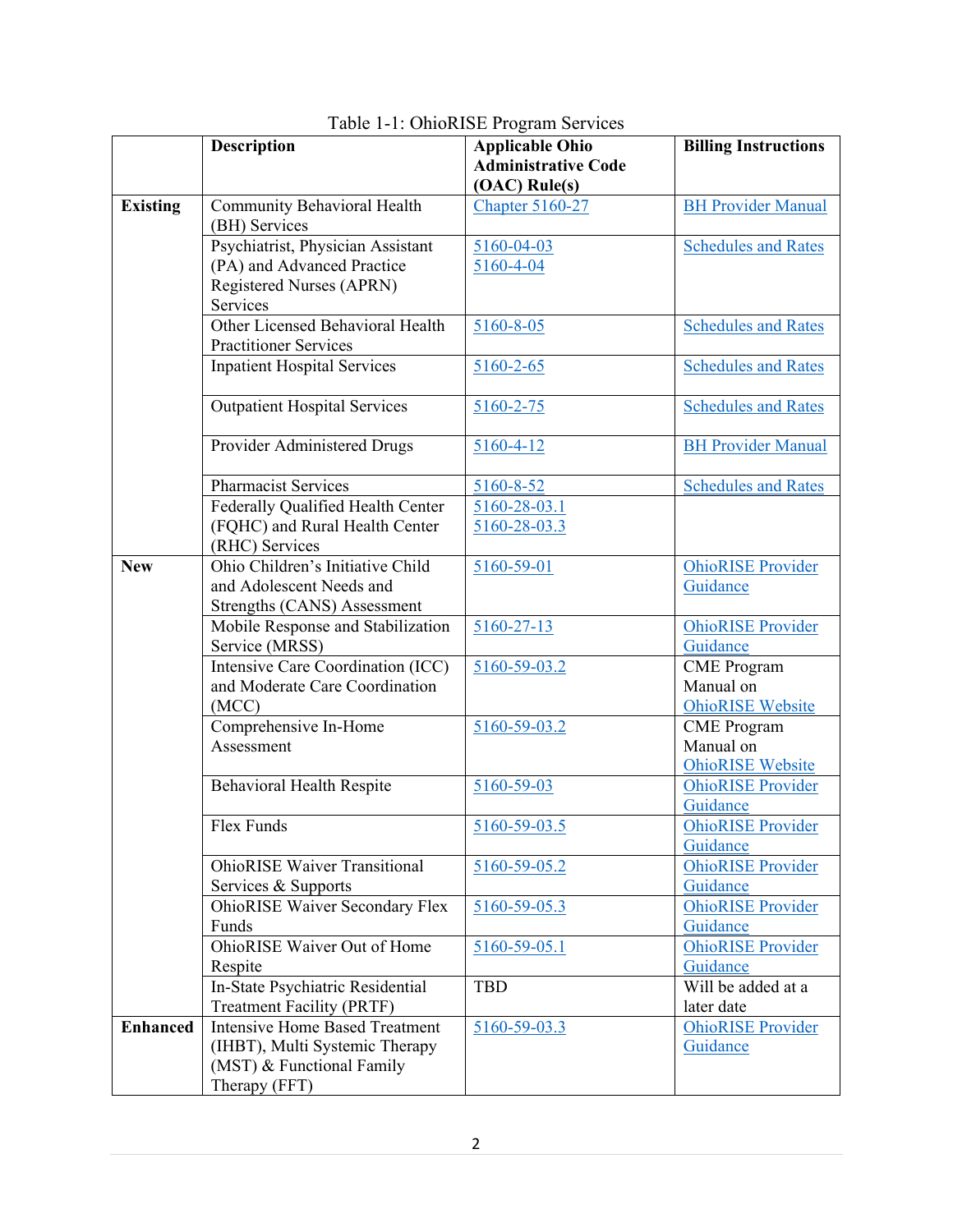Table 1-1: OhioRISE Program Services

| | Description | Applicable Ohio Administrative Code (OAC) Rule(s) | Billing Instructions |
|---|---|---|---|
| **Existing** | Community Behavioral Health (BH) Services | Chapter 5160-27 | BH Provider Manual |
| | Psychiatrist, Physician Assistant (PA) and Advanced Practice Registered Nurses (APRN) Services | 5160-04-03 5160-4-04 | Schedules and Rates |
| | Other Licensed Behavioral Health Practitioner Services | 5160-8-05 | Schedules and Rates |
| | Inpatient Hospital Services | 5160-2-65 | Schedules and Rates |
| | Outpatient Hospital Services | 5160-2-75 | Schedules and Rates |
| | Provider Administered Drugs | 5160-4-12 | BH Provider Manual |
| | Pharmacist Services | 5160-8-52 | Schedules and Rates |
| | Federally Qualified Health Center (FQHC) and Rural Health Center (RHC) Services | 5160-28-03.1 5160-28-03.3 | |
| **New** | Ohio Children's Initiative Child and Adolescent Needs and Strengths (CANS) Assessment | 5160-59-01 | OhioRISE Provider Guidance |
| | Mobile Response and Stabilization Service (MRSS) | 5160-27-13 | OhioRISE Provider Guidance |
| | Intensive Care Coordination (ICC) and Moderate Care Coordination (MCC) | 5160-59-03.2 | CME Program Manual on OhioRISE Website |
| | Comprehensive In-Home Assessment | 5160-59-03.2 | CME Program Manual on OhioRISE Website |
| | Behavioral Health Respite | 5160-59-03 | OhioRISE Provider Guidance |
| | Flex Funds | 5160-59-03.5 | OhioRISE Provider Guidance |
| | OhioRISE Waiver Transitional Services & Supports | 5160-59-05.2 | OhioRISE Provider Guidance |
| | OhioRISE Waiver Secondary Flex Funds | 5160-59-05.3 | OhioRISE Provider Guidance |
| | OhioRISE Waiver Out of Home Respite | 5160-59-05.1 | OhioRISE Provider Guidance |
| | In-State Psychiatric Residential Treatment Facility (PRTF) | TBD | Will be added at a later date |
| **Enhanced** | Intensive Home Based Treatment (IHBT), Multi Systemic Therapy (MST) & Functional Family Therapy (FFT) | 5160-59-03.3 | OhioRISE Provider Guidance |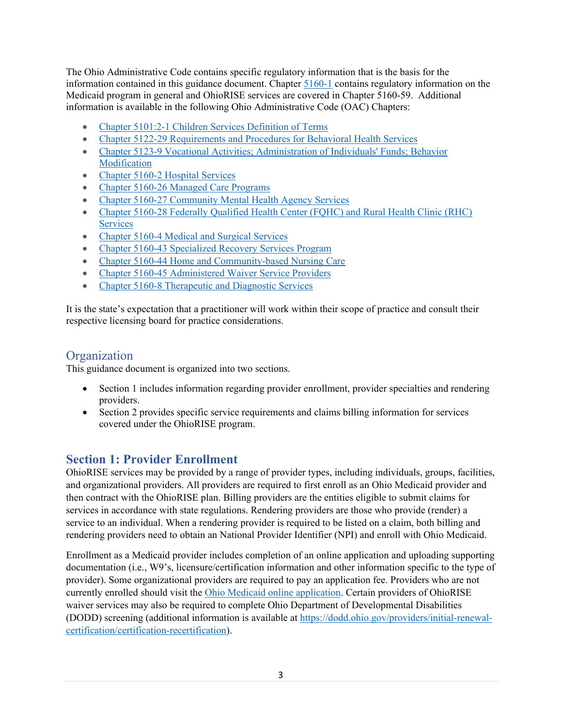The Ohio Administrative Code contains specific regulatory information that is the basis for the information contained in this guidance document. Chapter 5160-1 contains regulatory information on the Medicaid program in general and OhioRISE services are covered in Chapter 5160-59. Additional information is available in the following Ohio Administrative Code (OAC) Chapters:

- Chapter 5101:2-1 Children Services Definition of Terms
- Chapter 5122-29 Requirements and Procedures for Behavioral Health Services
- Chapter 5123-9 Vocational Activities; Administration of Individuals' Funds; Behavior Modification
- Chapter 5160-2 Hospital Services
- Chapter 5160-26 Managed Care Programs
- Chapter 5160-27 Community Mental Health Agency Services
- Chapter 5160-28 Federally Qualified Health Center (FQHC) and Rural Health Clinic (RHC) Services
- Chapter 5160-4 Medical and Surgical Services
- Chapter 5160-43 Specialized Recovery Services Program
- Chapter 5160-44 Home and Community-based Nursing Care
- Chapter 5160-45 Administered Waiver Service Providers
- Chapter 5160-8 Therapeutic and Diagnostic Services

It is the state's expectation that a practitioner will work within their scope of practice and consult their respective licensing board for practice considerations.

## Organization

This guidance document is organized into two sections.

- Section 1 includes information regarding provider enrollment, provider specialties and rendering providers.
- Section 2 provides specific service requirements and claims billing information for services covered under the OhioRISE program.

# Section 1: Provider Enrollment

OhioRISE services may be provided by a range of provider types, including individuals, groups, facilities, and organizational providers. All providers are required to first enroll as an Ohio Medicaid provider and then contract with the OhioRISE plan. Billing providers are the entities eligible to submit claims for services in accordance with state regulations. Rendering providers are those who provide (render) a service to an individual. When a rendering provider is required to be listed on a claim, both billing and rendering providers need to obtain an National Provider Identifier (NPI) and enroll with Ohio Medicaid.

Enrollment as a Medicaid provider includes completion of an online application and uploading supporting documentation (i.e., W9's, licensure/certification information and other information specific to the type of provider). Some organizational providers are required to pay an application fee. Providers who are not currently enrolled should visit the Ohio Medicaid online application. Certain providers of OhioRISE waiver services may also be required to complete Ohio Department of Developmental Disabilities (DODD) screening (additional information is available at https://dodd.ohio.gov/providers/initial-renewal-certification/certification-recertification).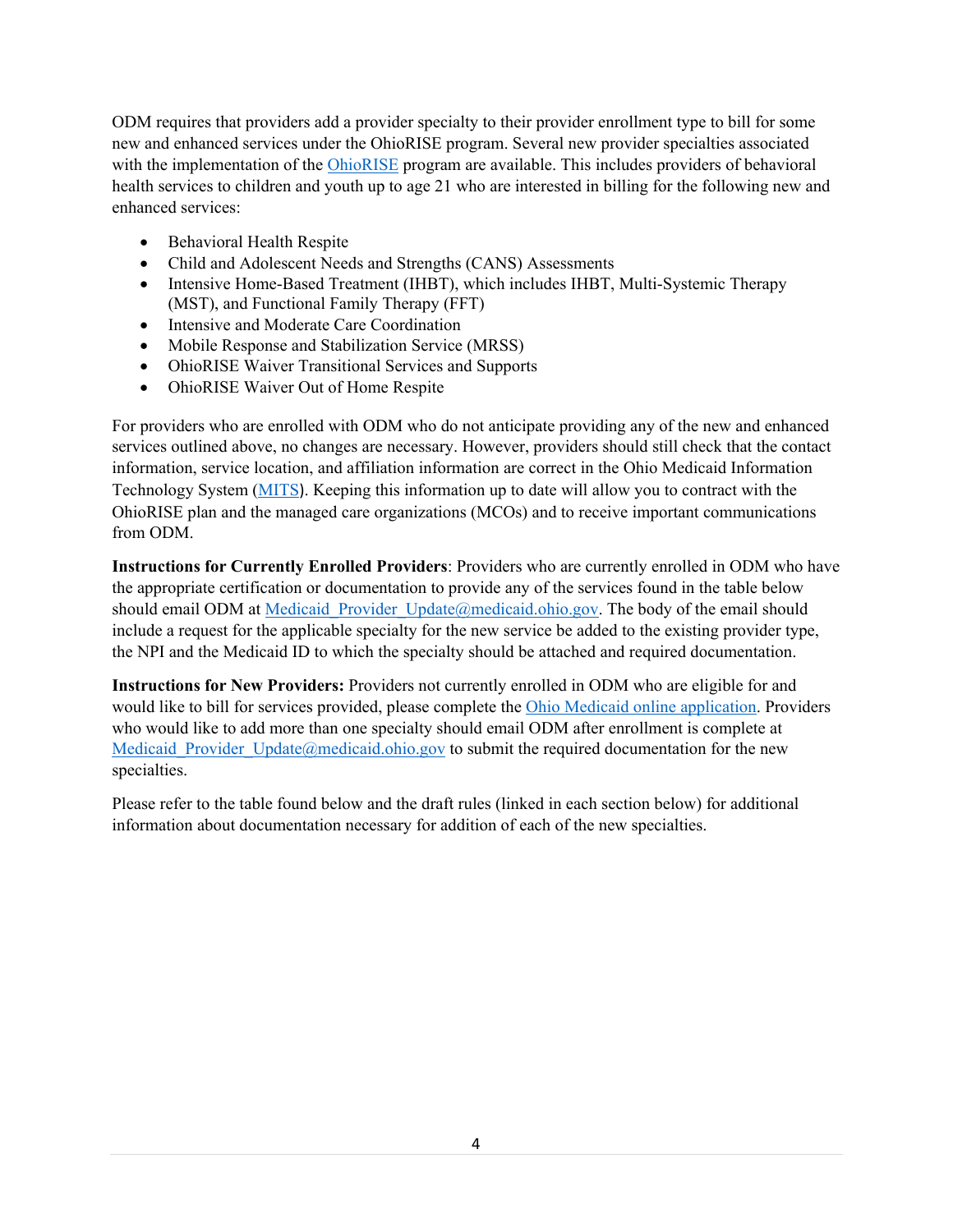ODM requires that providers add a provider specialty to their provider enrollment type to bill for some new and enhanced services under the OhioRISE program. Several new provider specialties associated with the implementation of the [OhioRISE](OhioRISE) program are available. This includes providers of behavioral health services to children and youth up to age 21 who are interested in billing for the following new and enhanced services:

- Behavioral Health Respite
- Child and Adolescent Needs and Strengths (CANS) Assessments
- Intensive Home-Based Treatment (IHBT), which includes IHBT, Multi-Systemic Therapy (MST), and Functional Family Therapy (FFT)
- Intensive and Moderate Care Coordination
- Mobile Response and Stabilization Service (MRSS)
- OhioRISE Waiver Transitional Services and Supports
- OhioRISE Waiver Out of Home Respite

For providers who are enrolled with ODM who do not anticipate providing any of the new and enhanced services outlined above, no changes are necessary. However, providers should still check that the contact information, service location, and affiliation information are correct in the Ohio Medicaid Information Technology System (MITS). Keeping this information up to date will allow you to contract with the OhioRISE plan and the managed care organizations (MCOs) and to receive important communications from ODM.

**Instructions for Currently Enrolled Providers**: Providers who are currently enrolled in ODM who have the appropriate certification or documentation to provide any of the services found in the table below should email ODM at Medicaid_Provider_Update@medicaid.ohio.gov. The body of the email should include a request for the applicable specialty for the new service be added to the existing provider type, the NPI and the Medicaid ID to which the specialty should be attached and required documentation.

**Instructions for New Providers:** Providers not currently enrolled in ODM who are eligible for and would like to bill for services provided, please complete the Ohio Medicaid online application. Providers who would like to add more than one specialty should email ODM after enrollment is complete at Medicaid_Provider_Update@medicaid.ohio.gov to submit the required documentation for the new specialties.

Please refer to the table found below and the draft rules (linked in each section below) for additional information about documentation necessary for addition of each of the new specialties.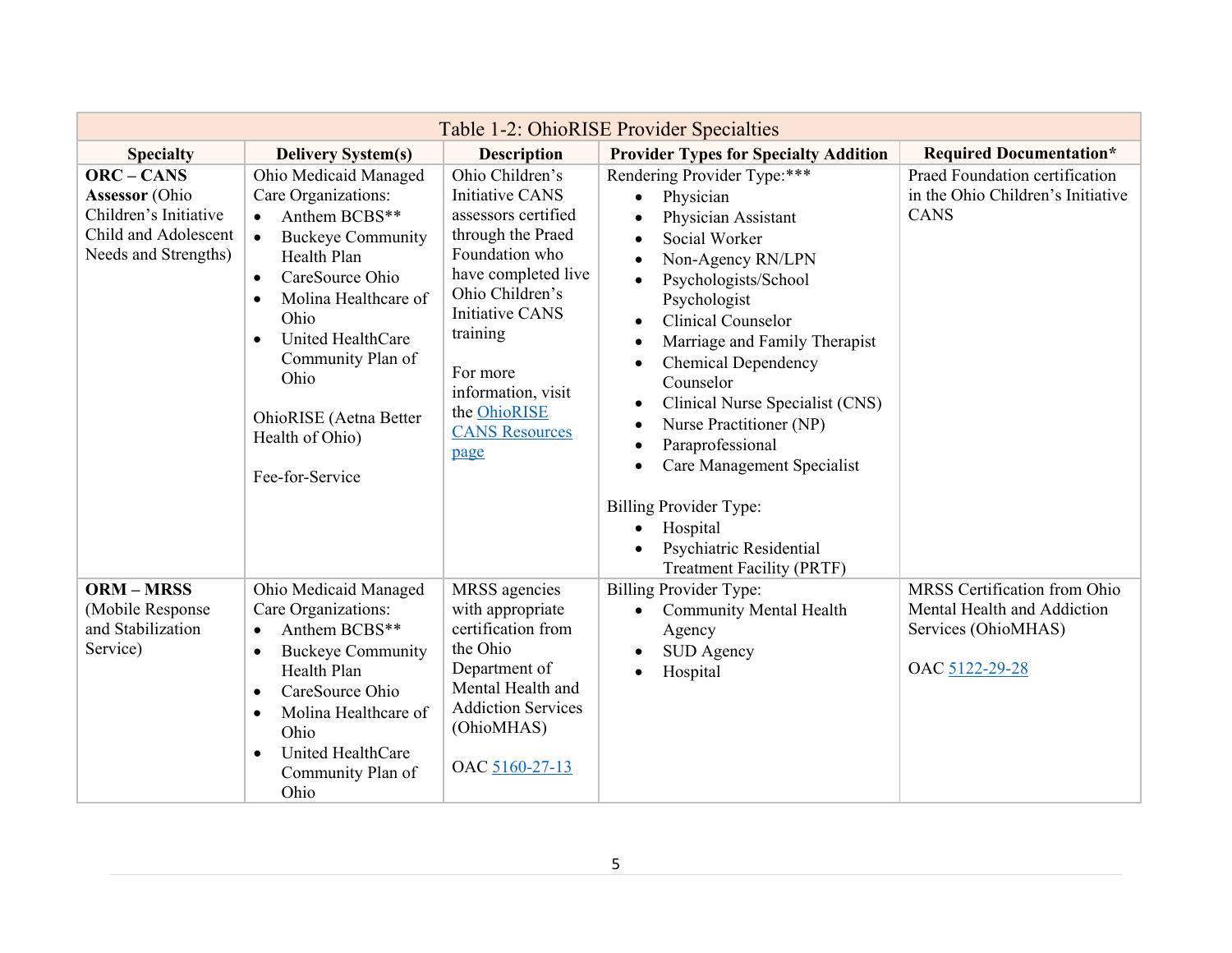**Table 1-2: OhioRISE Provider Specialties**

| Specialty | Delivery System(s) | Description | Provider Types for Specialty Addition | Required Documentation* |
|---|---|---|---|---|
| **ORC – CANS Assessor** (Ohio Children's Initiative Child and Adolescent Needs and Strengths) | Ohio Medicaid Managed Care Organizations:<br>• Anthem BCBS**<br>• Buckeye Community Health Plan<br>• CareSource Ohio<br>• Molina Healthcare of Ohio<br>• United HealthCare Community Plan of Ohio<br><br>OhioRISE (Aetna Better Health of Ohio)<br><br>Fee-for-Service | Ohio Children's Initiative CANS assessors certified through the Praed Foundation who have completed live Ohio Children's Initiative CANS training<br><br>For more information, visit the OhioRISE CANS Resources page | Rendering Provider Type:***<br>• Physician<br>• Physician Assistant<br>• Social Worker<br>• Non-Agency RN/LPN<br>• Psychologists/School Psychologist<br>• Clinical Counselor<br>• Marriage and Family Therapist<br>• Chemical Dependency Counselor<br>• Clinical Nurse Specialist (CNS)<br>• Nurse Practitioner (NP)<br>• Paraprofessional<br>• Care Management Specialist<br><br>Billing Provider Type:<br>• Hospital<br>• Psychiatric Residential Treatment Facility (PRTF) | Praed Foundation certification in the Ohio Children's Initiative CANS |
| **ORM – MRSS** (Mobile Response and Stabilization Service) | Ohio Medicaid Managed Care Organizations:<br>• Anthem BCBS**<br>• Buckeye Community Health Plan<br>• CareSource Ohio<br>• Molina Healthcare of Ohio<br>• United HealthCare Community Plan of Ohio | MRSS agencies with appropriate certification from the Ohio Department of Mental Health and Addiction Services (OhioMHAS)<br><br>OAC 5160-27-13 | Billing Provider Type:<br>• Community Mental Health Agency<br>• SUD Agency<br>• Hospital | MRSS Certification from Ohio Mental Health and Addiction Services (OhioMHAS)<br><br>OAC 5122-29-28 |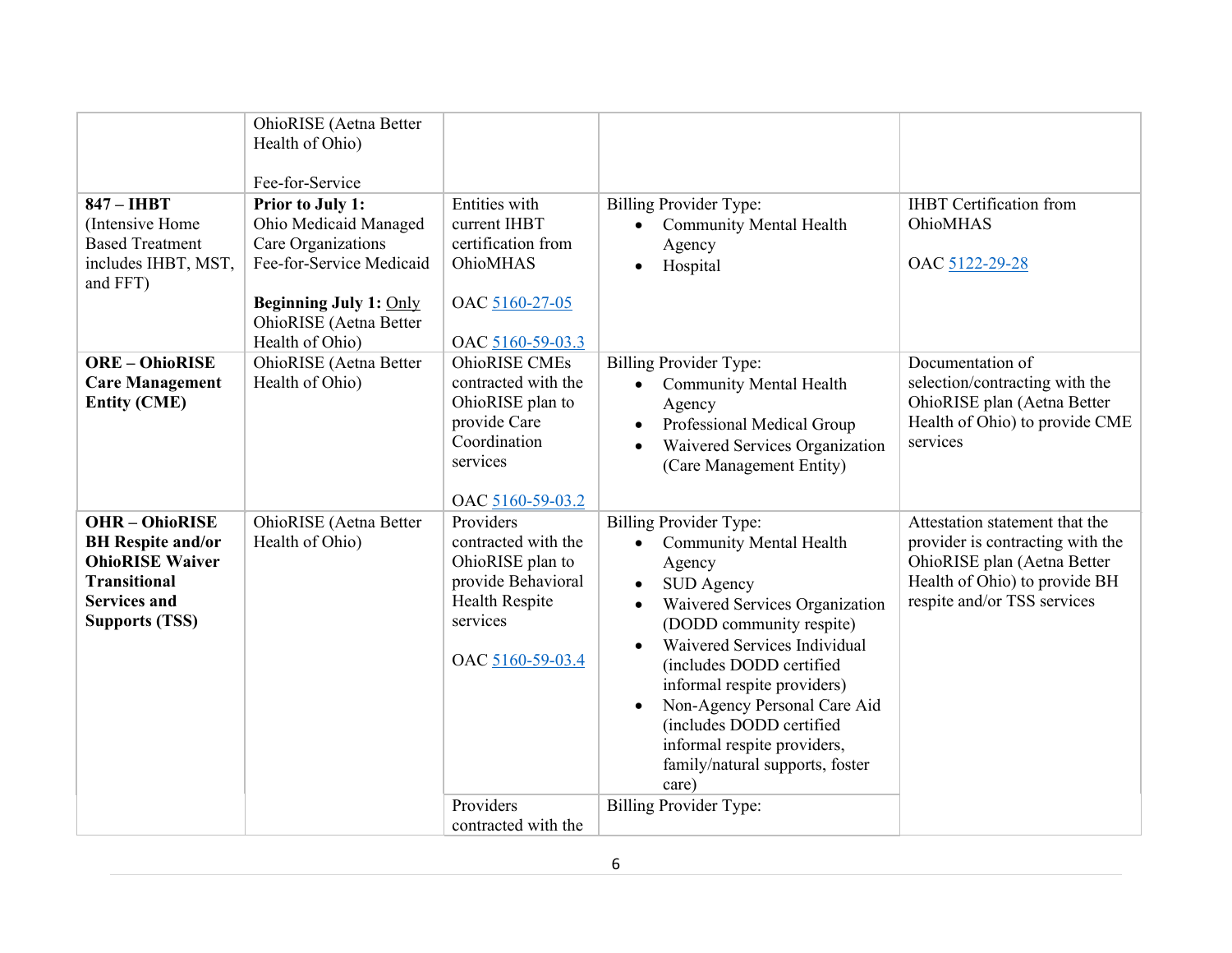| | | | | |
|---|---|---|---|---|
| | OhioRISE (Aetna Better Health of Ohio)<br><br>Fee-for-Service | | | |
| **847 – IHBT** (Intensive Home Based Treatment includes IHBT, MST, and FFT) | **Prior to July 1:** Ohio Medicaid Managed Care Organizations Fee-for-Service Medicaid<br><br>**Beginning July 1:** Only OhioRISE (Aetna Better Health of Ohio) | Entities with current IHBT certification from OhioMHAS<br><br>OAC 5160-27-05<br><br>OAC 5160-59-03.3 | Billing Provider Type:<br>• Community Mental Health Agency<br>• Hospital | IHBT Certification from OhioMHAS<br><br>OAC 5122-29-28 |
| **ORE – OhioRISE Care Management Entity (CME)** | OhioRISE (Aetna Better Health of Ohio) | OhioRISE CMEs contracted with the OhioRISE plan to provide Care Coordination services<br><br>OAC 5160-59-03.2 | Billing Provider Type:<br>• Community Mental Health Agency<br>• Professional Medical Group<br>• Waivered Services Organization (Care Management Entity) | Documentation of selection/contracting with the OhioRISE plan (Aetna Better Health of Ohio) to provide CME services |
| **OHR – OhioRISE BH Respite and/or OhioRISE Waiver Transitional Services and Supports (TSS)** | OhioRISE (Aetna Better Health of Ohio) | Providers contracted with the OhioRISE plan to provide Behavioral Health Respite services<br><br>OAC 5160-59-03.4 | Billing Provider Type:<br>• Community Mental Health Agency<br>• SUD Agency<br>• Waivered Services Organization (DODD community respite)<br>• Waivered Services Individual (includes DODD certified informal respite providers)<br>• Non-Agency Personal Care Aid (includes DODD certified informal respite providers, family/natural supports, foster care) | Attestation statement that the provider is contracting with the OhioRISE plan (Aetna Better Health of Ohio) to provide BH respite and/or TSS services |
| | | Providers contracted with the | Billing Provider Type: | |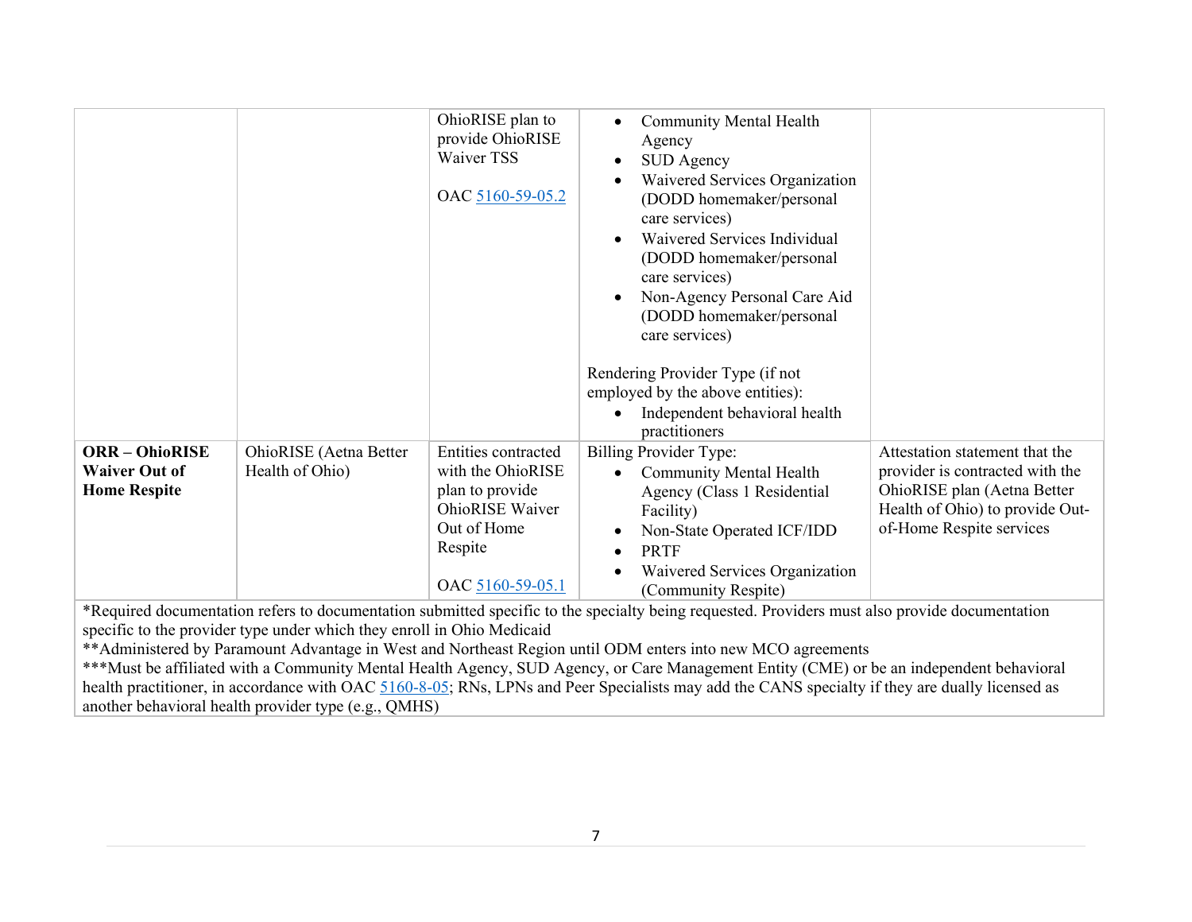| | | | | |
|---|---|---|---|---|
| | | OhioRISE plan to provide OhioRISE Waiver TSS<br><br>OAC [5160-59-05.2]() | • Community Mental Health Agency<br>• SUD Agency<br>• Waivered Services Organization (DODD homemaker/personal care services)<br>• Waivered Services Individual (DODD homemaker/personal care services)<br>• Non-Agency Personal Care Aid (DODD homemaker/personal care services)<br><br>Rendering Provider Type (if not employed by the above entities):<br>• Independent behavioral health practitioners | |
| **ORR – OhioRISE Waiver Out of Home Respite** | OhioRISE (Aetna Better Health of Ohio) | Entities contracted with the OhioRISE plan to provide OhioRISE Waiver Out of Home Respite<br><br>OAC [5160-59-05.1]() | Billing Provider Type:<br>• Community Mental Health Agency (Class 1 Residential Facility)<br>• Non-State Operated ICF/IDD<br>• PRTF<br>• Waivered Services Organization (Community Respite) | Attestation statement that the provider is contracted with the OhioRISE plan (Aetna Better Health of Ohio) to provide Out-of-Home Respite services |

*Required documentation refers to documentation submitted specific to the specialty being requested. Providers must also provide documentation specific to the provider type under which they enroll in Ohio Medicaid

**Administered by Paramount Advantage in West and Northeast Region until ODM enters into new MCO agreements

***Must be affiliated with a Community Mental Health Agency, SUD Agency, or Care Management Entity (CME) or be an independent behavioral health practitioner, in accordance with OAC 5160-8-05; RNs, LPNs and Peer Specialists may add the CANS specialty if they are dually licensed as another behavioral health provider type (e.g., QMHS)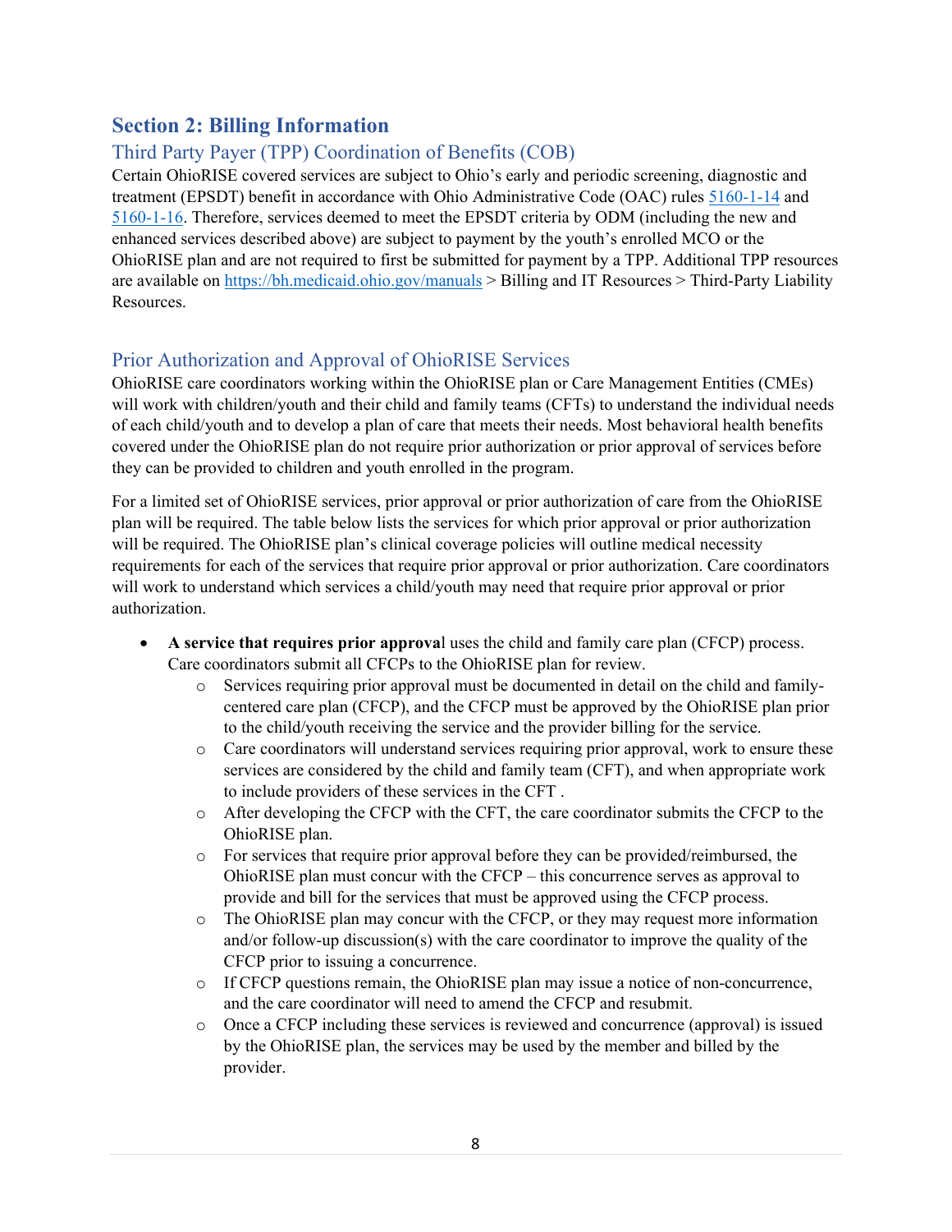## Section 2: Billing Information

### Third Party Payer (TPP) Coordination of Benefits (COB)

Certain OhioRISE covered services are subject to Ohio's early and periodic screening, diagnostic and treatment (EPSDT) benefit in accordance with Ohio Administrative Code (OAC) rules 5160-1-14 and 5160-1-16. Therefore, services deemed to meet the EPSDT criteria by ODM (including the new and enhanced services described above) are subject to payment by the youth's enrolled MCO or the OhioRISE plan and are not required to first be submitted for payment by a TPP. Additional TPP resources are available on https://bh.medicaid.ohio.gov/manuals > Billing and IT Resources > Third-Party Liability Resources.

### Prior Authorization and Approval of OhioRISE Services

OhioRISE care coordinators working within the OhioRISE plan or Care Management Entities (CMEs) will work with children/youth and their child and family teams (CFTs) to understand the individual needs of each child/youth and to develop a plan of care that meets their needs. Most behavioral health benefits covered under the OhioRISE plan do not require prior authorization or prior approval of services before they can be provided to children and youth enrolled in the program.

For a limited set of OhioRISE services, prior approval or prior authorization of care from the OhioRISE plan will be required. The table below lists the services for which prior approval or prior authorization will be required. The OhioRISE plan's clinical coverage policies will outline medical necessity requirements for each of the services that require prior approval or prior authorization. Care coordinators will work to understand which services a child/youth may need that require prior approval or prior authorization.

- **A service that requires prior approva**l uses the child and family care plan (CFCP) process. Care coordinators submit all CFCPs to the OhioRISE plan for review.
  - Services requiring prior approval must be documented in detail on the child and family-centered care plan (CFCP), and the CFCP must be approved by the OhioRISE plan prior to the child/youth receiving the service and the provider billing for the service.
  - Care coordinators will understand services requiring prior approval, work to ensure these services are considered by the child and family team (CFT), and when appropriate work to include providers of these services in the CFT .
  - After developing the CFCP with the CFT, the care coordinator submits the CFCP to the OhioRISE plan.
  - For services that require prior approval before they can be provided/reimbursed, the OhioRISE plan must concur with the CFCP – this concurrence serves as approval to provide and bill for the services that must be approved using the CFCP process.
  - The OhioRISE plan may concur with the CFCP, or they may request more information and/or follow-up discussion(s) with the care coordinator to improve the quality of the CFCP prior to issuing a concurrence.
  - If CFCP questions remain, the OhioRISE plan may issue a notice of non-concurrence, and the care coordinator will need to amend the CFCP and resubmit.
  - Once a CFCP including these services is reviewed and concurrence (approval) is issued by the OhioRISE plan, the services may be used by the member and billed by the provider.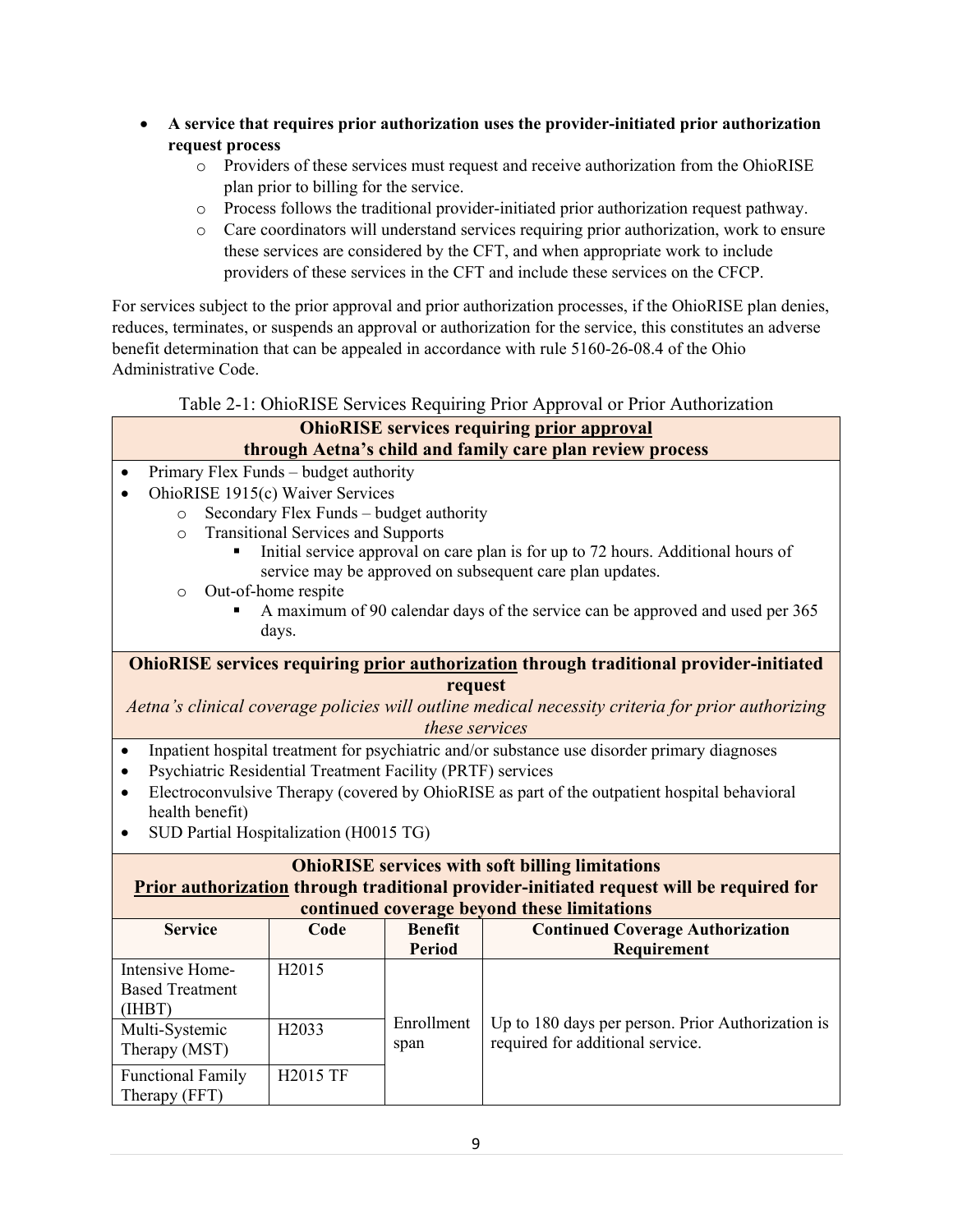- **A service that requires prior authorization uses the provider-initiated prior authorization request process**
    - Providers of these services must request and receive authorization from the OhioRISE plan prior to billing for the service.
    - Process follows the traditional provider-initiated prior authorization request pathway.
    - Care coordinators will understand services requiring prior authorization, work to ensure these services are considered by the CFT, and when appropriate work to include providers of these services in the CFT and include these services on the CFCP.

For services subject to the prior approval and prior authorization processes, if the OhioRISE plan denies, reduces, terminates, or suspends an approval or authorization for the service, this constitutes an adverse benefit determination that can be appealed in accordance with rule 5160-26-08.4 of the Ohio Administrative Code.

Table 2-1: OhioRISE Services Requiring Prior Approval or Prior Authorization

**OhioRISE services requiring <u>prior approval</u> through Aetna's child and family care plan review process**

- Primary Flex Funds – budget authority
- OhioRISE 1915(c) Waiver Services
    - Secondary Flex Funds – budget authority
    - Transitional Services and Supports
        - Initial service approval on care plan is for up to 72 hours. Additional hours of service may be approved on subsequent care plan updates.
    - Out-of-home respite
        - A maximum of 90 calendar days of the service can be approved and used per 365 days.

**OhioRISE services requiring <u>prior authorization</u> through traditional provider-initiated request**

*Aetna's clinical coverage policies will outline medical necessity criteria for prior authorizing these services*

- Inpatient hospital treatment for psychiatric and/or substance use disorder primary diagnoses
- Psychiatric Residential Treatment Facility (PRTF) services
- Electroconvulsive Therapy (covered by OhioRISE as part of the outpatient hospital behavioral health benefit)
- SUD Partial Hospitalization (H0015 TG)

**OhioRISE services with soft billing limitations**

**<u>Prior authorization</u> through traditional provider-initiated request will be required for continued coverage beyond these limitations**

| Service | Code | Benefit Period | Continued Coverage Authorization Requirement |
|---|---|---|---|
| Intensive Home-Based Treatment (IHBT) | H2015 | Enrollment span | Up to 180 days per person. Prior Authorization is required for additional service. |
| Multi-Systemic Therapy (MST) | H2033 | | |
| Functional Family Therapy (FFT) | H2015 TF | | |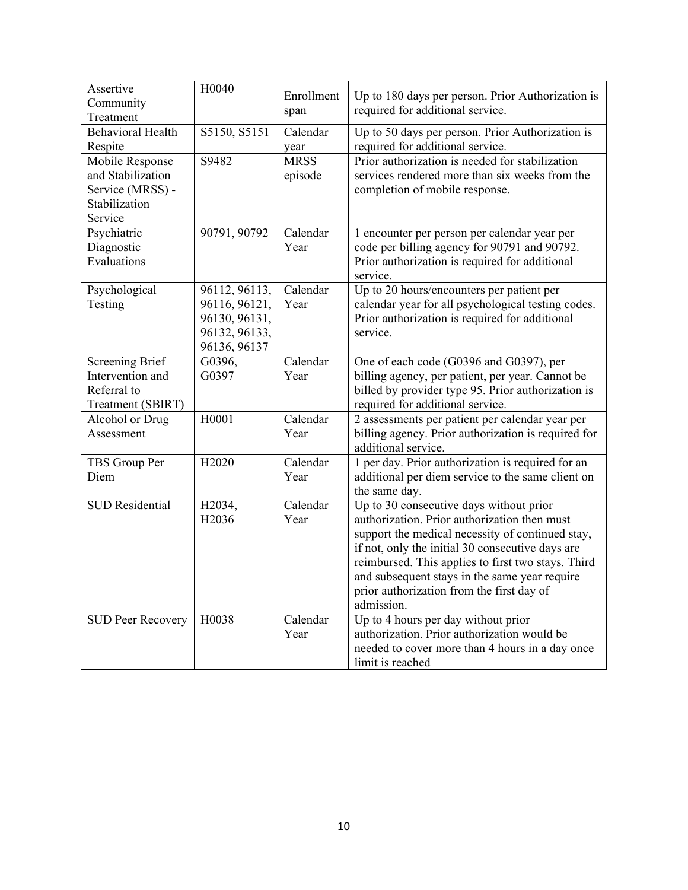| | | | |
|---|---|---|---|
| Assertive Community Treatment | H0040 | Enrollment span | Up to 180 days per person. Prior Authorization is required for additional service. |
| Behavioral Health Respite | S5150, S5151 | Calendar year | Up to 50 days per person. Prior Authorization is required for additional service. |
| Mobile Response and Stabilization Service (MRSS) - Stabilization Service | S9482 | MRSS episode | Prior authorization is needed for stabilization services rendered more than six weeks from the completion of mobile response. |
| Psychiatric Diagnostic Evaluations | 90791, 90792 | Calendar Year | 1 encounter per person per calendar year per code per billing agency for 90791 and 90792. Prior authorization is required for additional service. |
| Psychological Testing | 96112, 96113, 96116, 96121, 96130, 96131, 96132, 96133, 96136, 96137 | Calendar Year | Up to 20 hours/encounters per patient per calendar year for all psychological testing codes. Prior authorization is required for additional service. |
| Screening Brief Intervention and Referral to Treatment (SBIRT) | G0396, G0397 | Calendar Year | One of each code (G0396 and G0397), per billing agency, per patient, per year. Cannot be billed by provider type 95. Prior authorization is required for additional service. |
| Alcohol or Drug Assessment | H0001 | Calendar Year | 2 assessments per patient per calendar year per billing agency. Prior authorization is required for additional service. |
| TBS Group Per Diem | H2020 | Calendar Year | 1 per day. Prior authorization is required for an additional per diem service to the same client on the same day. |
| SUD Residential | H2034, H2036 | Calendar Year | Up to 30 consecutive days without prior authorization. Prior authorization then must support the medical necessity of continued stay, if not, only the initial 30 consecutive days are reimbursed. This applies to first two stays. Third and subsequent stays in the same year require prior authorization from the first day of admission. |
| SUD Peer Recovery | H0038 | Calendar Year | Up to 4 hours per day without prior authorization. Prior authorization would be needed to cover more than 4 hours in a day once limit is reached |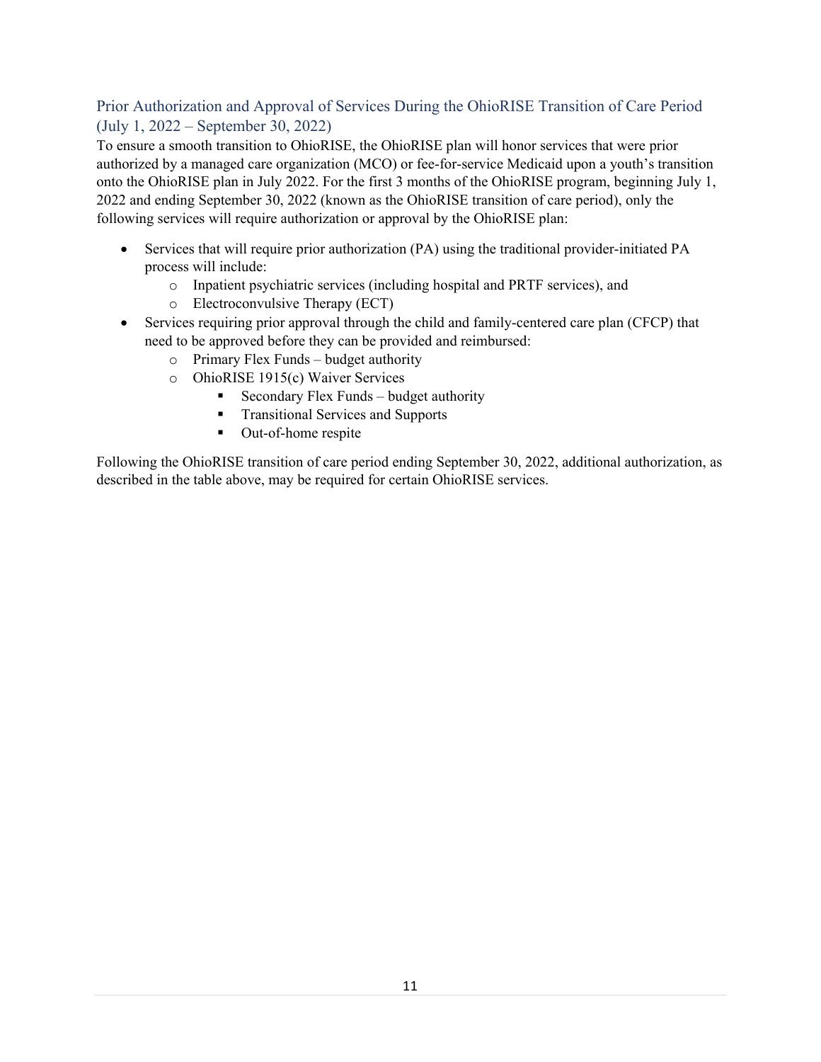## Prior Authorization and Approval of Services During the OhioRISE Transition of Care Period (July 1, 2022 – September 30, 2022)

To ensure a smooth transition to OhioRISE, the OhioRISE plan will honor services that were prior authorized by a managed care organization (MCO) or fee-for-service Medicaid upon a youth's transition onto the OhioRISE plan in July 2022. For the first 3 months of the OhioRISE program, beginning July 1, 2022 and ending September 30, 2022 (known as the OhioRISE transition of care period), only the following services will require authorization or approval by the OhioRISE plan:

- Services that will require prior authorization (PA) using the traditional provider-initiated PA process will include:
  - Inpatient psychiatric services (including hospital and PRTF services), and
  - Electroconvulsive Therapy (ECT)
- Services requiring prior approval through the child and family-centered care plan (CFCP) that need to be approved before they can be provided and reimbursed:
  - Primary Flex Funds – budget authority
  - OhioRISE 1915(c) Waiver Services
    - Secondary Flex Funds – budget authority
    - Transitional Services and Supports
    - Out-of-home respite

Following the OhioRISE transition of care period ending September 30, 2022, additional authorization, as described in the table above, may be required for certain OhioRISE services.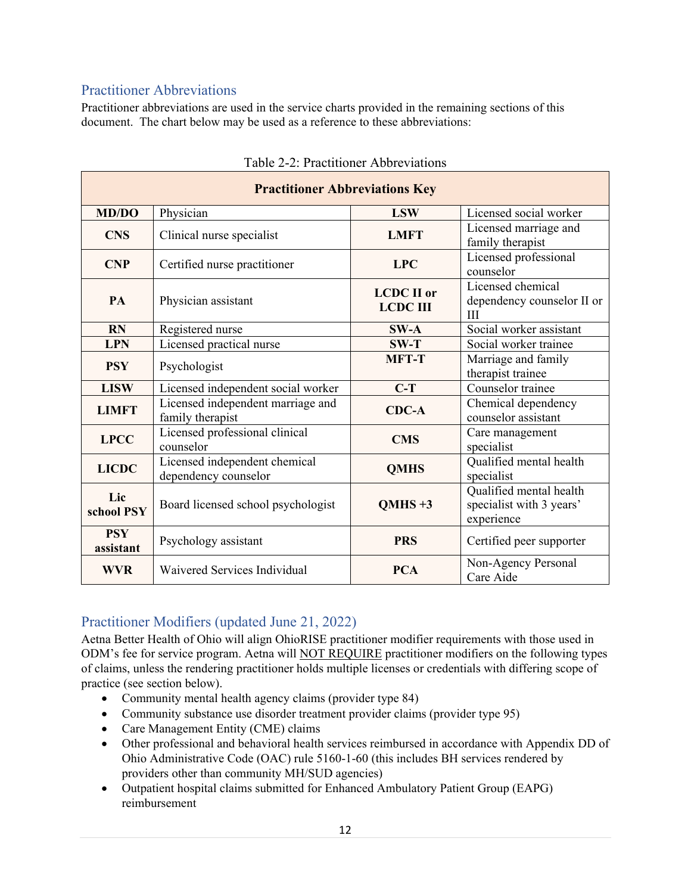## Practitioner Abbreviations

Practitioner abbreviations are used in the service charts provided in the remaining sections of this document. The chart below may be used as a reference to these abbreviations:

Table 2-2: Practitioner Abbreviations

| Practitioner Abbreviations Key | | | |
|---|---|---|---|
| **MD/DO** | Physician | **LSW** | Licensed social worker |
| **CNS** | Clinical nurse specialist | **LMFT** | Licensed marriage and family therapist |
| **CNP** | Certified nurse practitioner | **LPC** | Licensed professional counselor |
| **PA** | Physician assistant | **LCDC II or LCDC III** | Licensed chemical dependency counselor II or III |
| **RN** | Registered nurse | **SW-A** | Social worker assistant |
| **LPN** | Licensed practical nurse | **SW-T** | Social worker trainee |
| **PSY** | Psychologist | **MFT-T** | Marriage and family therapist trainee |
| **LISW** | Licensed independent social worker | **C-T** | Counselor trainee |
| **LIMFT** | Licensed independent marriage and family therapist | **CDC-A** | Chemical dependency counselor assistant |
| **LPCC** | Licensed professional clinical counselor | **CMS** | Care management specialist |
| **LICDC** | Licensed independent chemical dependency counselor | **QMHS** | Qualified mental health specialist |
| **Lic school PSY** | Board licensed school psychologist | **QMHS +3** | Qualified mental health specialist with 3 years' experience |
| **PSY assistant** | Psychology assistant | **PRS** | Certified peer supporter |
| **WVR** | Waivered Services Individual | **PCA** | Non-Agency Personal Care Aide |

## Practitioner Modifiers (updated June 21, 2022)

Aetna Better Health of Ohio will align OhioRISE practitioner modifier requirements with those used in ODM's fee for service program. Aetna will NOT REQUIRE practitioner modifiers on the following types of claims, unless the rendering practitioner holds multiple licenses or credentials with differing scope of practice (see section below).

- Community mental health agency claims (provider type 84)
- Community substance use disorder treatment provider claims (provider type 95)
- Care Management Entity (CME) claims
- Other professional and behavioral health services reimbursed in accordance with Appendix DD of Ohio Administrative Code (OAC) rule 5160-1-60 (this includes BH services rendered by providers other than community MH/SUD agencies)
- Outpatient hospital claims submitted for Enhanced Ambulatory Patient Group (EAPG) reimbursement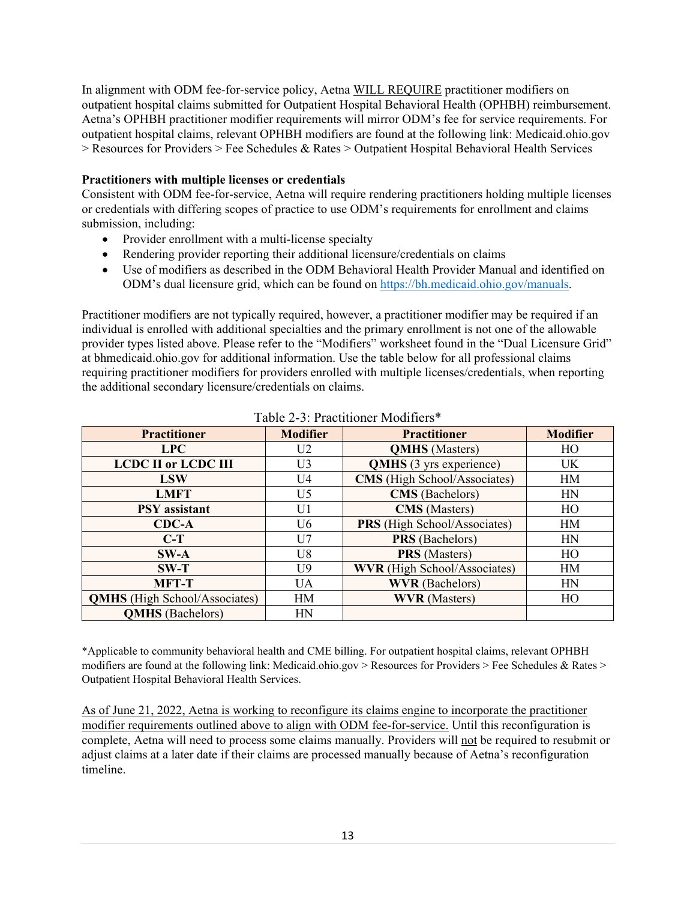In alignment with ODM fee-for-service policy, Aetna WILL REQUIRE practitioner modifiers on outpatient hospital claims submitted for Outpatient Hospital Behavioral Health (OPHBH) reimbursement. Aetna's OPHBH practitioner modifier requirements will mirror ODM's fee for service requirements. For outpatient hospital claims, relevant OPHBH modifiers are found at the following link: Medicaid.ohio.gov > Resources for Providers > Fee Schedules & Rates > Outpatient Hospital Behavioral Health Services

**Practitioners with multiple licenses or credentials**

Consistent with ODM fee-for-service, Aetna will require rendering practitioners holding multiple licenses or credentials with differing scopes of practice to use ODM's requirements for enrollment and claims submission, including:

- Provider enrollment with a multi-license specialty
- Rendering provider reporting their additional licensure/credentials on claims
- Use of modifiers as described in the ODM Behavioral Health Provider Manual and identified on ODM's dual licensure grid, which can be found on https://bh.medicaid.ohio.gov/manuals.

Practitioner modifiers are not typically required, however, a practitioner modifier may be required if an individual is enrolled with additional specialties and the primary enrollment is not one of the allowable provider types listed above. Please refer to the "Modifiers" worksheet found in the "Dual Licensure Grid" at bhmedicaid.ohio.gov for additional information. Use the table below for all professional claims requiring practitioner modifiers for providers enrolled with multiple licenses/credentials, when reporting the additional secondary licensure/credentials on claims.

Table 2-3: Practitioner Modifiers*

| Practitioner | Modifier | Practitioner | Modifier |
|---|---|---|---|
| **LPC** | U2 | **QMHS** (Masters) | HO |
| **LCDC II or LCDC III** | U3 | **QMHS** (3 yrs experience) | UK |
| **LSW** | U4 | **CMS** (High School/Associates) | HM |
| **LMFT** | U5 | **CMS** (Bachelors) | HN |
| **PSY assistant** | U1 | **CMS** (Masters) | HO |
| **CDC-A** | U6 | **PRS** (High School/Associates) | HM |
| **C-T** | U7 | **PRS** (Bachelors) | HN |
| **SW-A** | U8 | **PRS** (Masters) | HO |
| **SW-T** | U9 | **WVR** (High School/Associates) | HM |
| **MFT-T** | UA | **WVR** (Bachelors) | HN |
| **QMHS** (High School/Associates) | HM | **WVR** (Masters) | HO |
| **QMHS** (Bachelors) | HN | | |

*Applicable to community behavioral health and CME billing. For outpatient hospital claims, relevant OPHBH modifiers are found at the following link: Medicaid.ohio.gov > Resources for Providers > Fee Schedules & Rates > Outpatient Hospital Behavioral Health Services.

As of June 21, 2022, Aetna is working to reconfigure its claims engine to incorporate the practitioner modifier requirements outlined above to align with ODM fee-for-service. Until this reconfiguration is complete, Aetna will need to process some claims manually. Providers will not be required to resubmit or adjust claims at a later date if their claims are processed manually because of Aetna's reconfiguration timeline.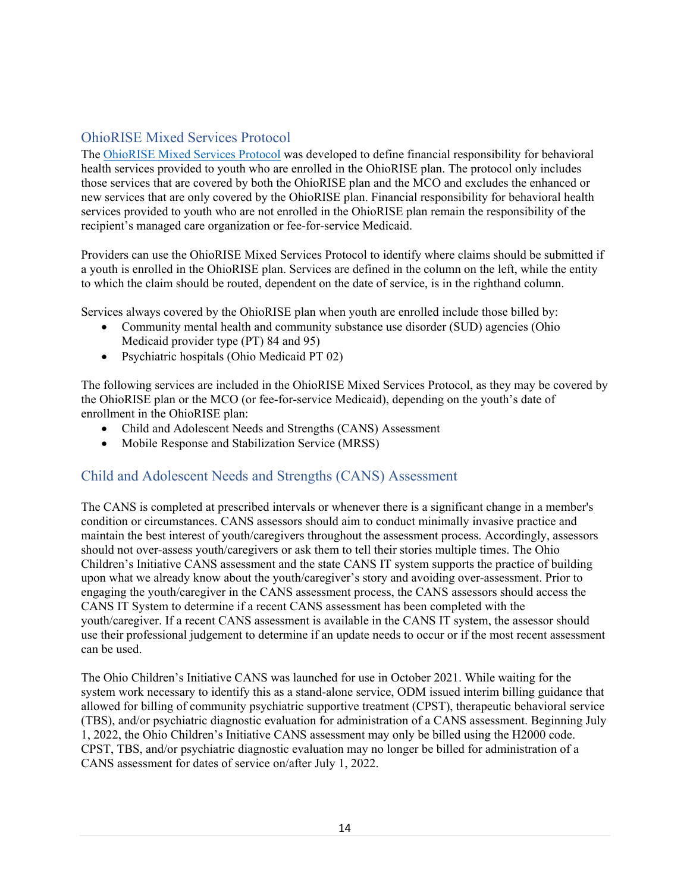## OhioRISE Mixed Services Protocol

The [OhioRISE Mixed Services Protocol]() was developed to define financial responsibility for behavioral health services provided to youth who are enrolled in the OhioRISE plan. The protocol only includes those services that are covered by both the OhioRISE plan and the MCO and excludes the enhanced or new services that are only covered by the OhioRISE plan. Financial responsibility for behavioral health services provided to youth who are not enrolled in the OhioRISE plan remain the responsibility of the recipient's managed care organization or fee-for-service Medicaid.

Providers can use the OhioRISE Mixed Services Protocol to identify where claims should be submitted if a youth is enrolled in the OhioRISE plan. Services are defined in the column on the left, while the entity to which the claim should be routed, dependent on the date of service, is in the righthand column.

Services always covered by the OhioRISE plan when youth are enrolled include those billed by:

- Community mental health and community substance use disorder (SUD) agencies (Ohio Medicaid provider type (PT) 84 and 95)
- Psychiatric hospitals (Ohio Medicaid PT 02)

The following services are included in the OhioRISE Mixed Services Protocol, as they may be covered by the OhioRISE plan or the MCO (or fee-for-service Medicaid), depending on the youth's date of enrollment in the OhioRISE plan:

- Child and Adolescent Needs and Strengths (CANS) Assessment
- Mobile Response and Stabilization Service (MRSS)

## Child and Adolescent Needs and Strengths (CANS) Assessment

The CANS is completed at prescribed intervals or whenever there is a significant change in a member's condition or circumstances. CANS assessors should aim to conduct minimally invasive practice and maintain the best interest of youth/caregivers throughout the assessment process. Accordingly, assessors should not over-assess youth/caregivers or ask them to tell their stories multiple times. The Ohio Children's Initiative CANS assessment and the state CANS IT system supports the practice of building upon what we already know about the youth/caregiver's story and avoiding over-assessment. Prior to engaging the youth/caregiver in the CANS assessment process, the CANS assessors should access the CANS IT System to determine if a recent CANS assessment has been completed with the youth/caregiver. If a recent CANS assessment is available in the CANS IT system, the assessor should use their professional judgement to determine if an update needs to occur or if the most recent assessment can be used.

The Ohio Children's Initiative CANS was launched for use in October 2021. While waiting for the system work necessary to identify this as a stand-alone service, ODM issued interim billing guidance that allowed for billing of community psychiatric supportive treatment (CPST), therapeutic behavioral service (TBS), and/or psychiatric diagnostic evaluation for administration of a CANS assessment. Beginning July 1, 2022, the Ohio Children's Initiative CANS assessment may only be billed using the H2000 code. CPST, TBS, and/or psychiatric diagnostic evaluation may no longer be billed for administration of a CANS assessment for dates of service on/after July 1, 2022.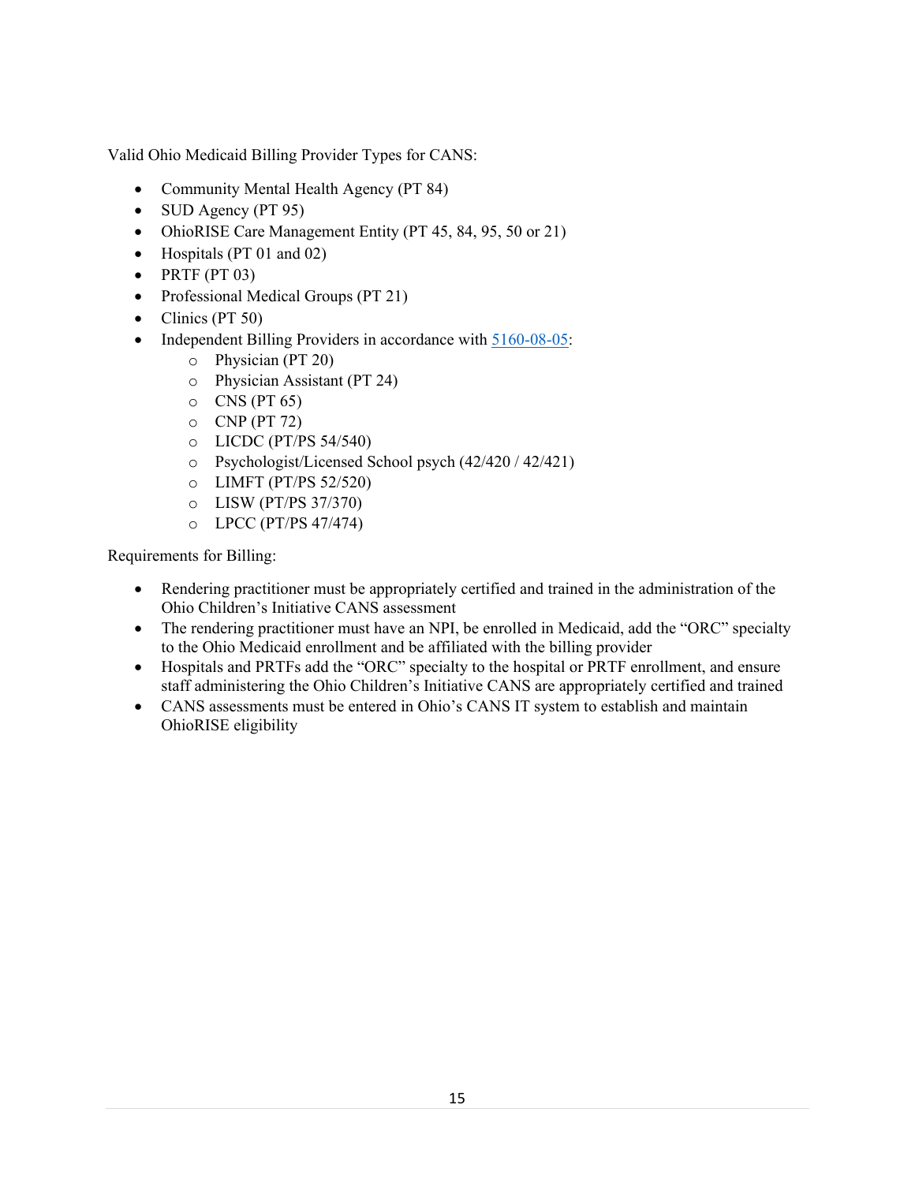Valid Ohio Medicaid Billing Provider Types for CANS:

- Community Mental Health Agency (PT 84)
- SUD Agency (PT 95)
- OhioRISE Care Management Entity (PT 45, 84, 95, 50 or 21)
- Hospitals (PT 01 and 02)
- PRTF (PT 03)
- Professional Medical Groups (PT 21)
- Clinics (PT 50)
- Independent Billing Providers in accordance with [5160-08-05](5160-08-05):
  - Physician (PT 20)
  - Physician Assistant (PT 24)
  - CNS (PT 65)
  - CNP (PT 72)
  - LICDC (PT/PS 54/540)
  - Psychologist/Licensed School psych (42/420 / 42/421)
  - LIMFT (PT/PS 52/520)
  - LISW (PT/PS 37/370)
  - LPCC (PT/PS 47/474)

Requirements for Billing:

- Rendering practitioner must be appropriately certified and trained in the administration of the Ohio Children's Initiative CANS assessment
- The rendering practitioner must have an NPI, be enrolled in Medicaid, add the "ORC" specialty to the Ohio Medicaid enrollment and be affiliated with the billing provider
- Hospitals and PRTFs add the "ORC" specialty to the hospital or PRTF enrollment, and ensure staff administering the Ohio Children's Initiative CANS are appropriately certified and trained
- CANS assessments must be entered in Ohio's CANS IT system to establish and maintain OhioRISE eligibility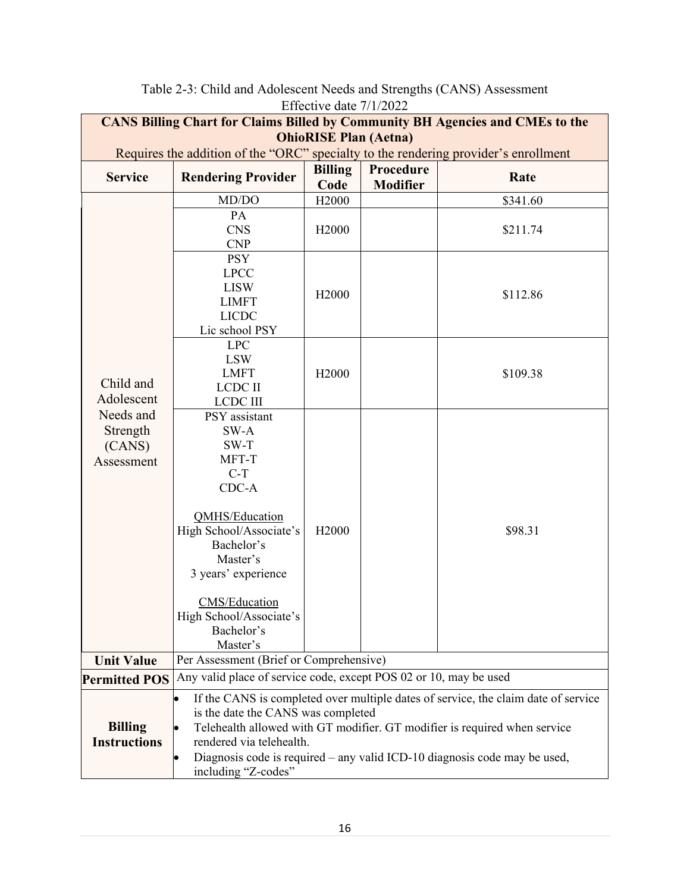Table 2-3: Child and Adolescent Needs and Strengths (CANS) Assessment
Effective date 7/1/2022

**CANS Billing Chart for Claims Billed by Community BH Agencies and CMEs to the OhioRISE Plan (Aetna)**

Requires the addition of the "ORC" specialty to the rendering provider's enrollment

| Service | Rendering Provider | Billing Code | Procedure Modifier | Rate |
|---|---|---|---|---|
| Child and Adolescent Needs and Strength (CANS) Assessment | MD/DO | H2000 | | $341.60 |
| | PA<br>CNS<br>CNP | H2000 | | $211.74 |
| | PSY<br>LPCC<br>LISW<br>LIMFT<br>LICDC<br>Lic school PSY | H2000 | | $112.86 |
| | LPC<br>LSW<br>LMFT<br>LCDC II<br>LCDC III | H2000 | | $109.38 |
| | PSY assistant<br>SW-A<br>SW-T<br>MFT-T<br>C-T<br>CDC-A<br><br>QMHS/Education<br>High School/Associate's<br>Bachelor's<br>Master's<br>3 years' experience<br><br>CMS/Education<br>High School/Associate's<br>Bachelor's<br>Master's | H2000 | | $98.31 |
| **Unit Value** | Per Assessment (Brief or Comprehensive) | | | |
| **Permitted POS** | Any valid place of service code, except POS 02 or 10, may be used | | | |
| **Billing Instructions** | • If the CANS is completed over multiple dates of service, the claim date of service is the date the CANS was completed<br>• Telehealth allowed with GT modifier. GT modifier is required when service rendered via telehealth.<br>• Diagnosis code is required – any valid ICD-10 diagnosis code may be used, including "Z-codes" | | | |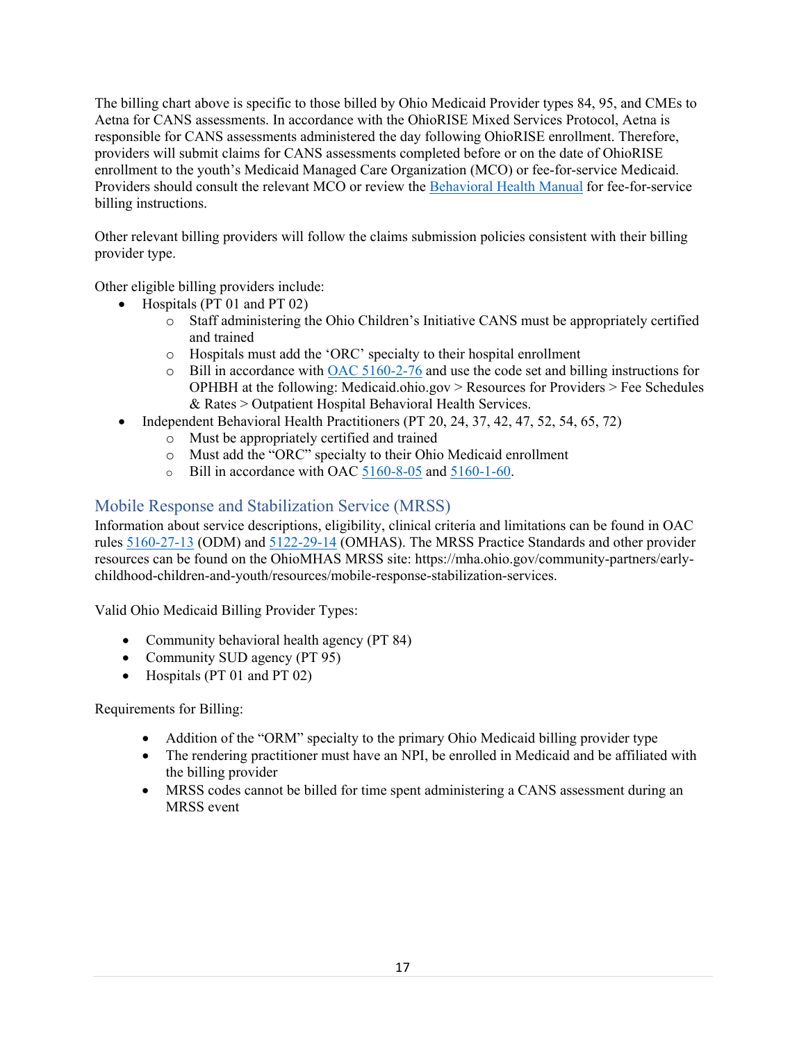The billing chart above is specific to those billed by Ohio Medicaid Provider types 84, 95, and CMEs to Aetna for CANS assessments. In accordance with the OhioRISE Mixed Services Protocol, Aetna is responsible for CANS assessments administered the day following OhioRISE enrollment. Therefore, providers will submit claims for CANS assessments completed before or on the date of OhioRISE enrollment to the youth's Medicaid Managed Care Organization (MCO) or fee-for-service Medicaid. Providers should consult the relevant MCO or review the Behavioral Health Manual for fee-for-service billing instructions.

Other relevant billing providers will follow the claims submission policies consistent with their billing provider type.

Other eligible billing providers include:

- Hospitals (PT 01 and PT 02)
  - Staff administering the Ohio Children's Initiative CANS must be appropriately certified and trained
  - Hospitals must add the 'ORC' specialty to their hospital enrollment
  - Bill in accordance with OAC 5160-2-76 and use the code set and billing instructions for OPHBH at the following: Medicaid.ohio.gov > Resources for Providers > Fee Schedules & Rates > Outpatient Hospital Behavioral Health Services.
- Independent Behavioral Health Practitioners (PT 20, 24, 37, 42, 47, 52, 54, 65, 72)
  - Must be appropriately certified and trained
  - Must add the "ORC" specialty to their Ohio Medicaid enrollment
  - Bill in accordance with OAC 5160-8-05 and 5160-1-60.

## Mobile Response and Stabilization Service (MRSS)

Information about service descriptions, eligibility, clinical criteria and limitations can be found in OAC rules 5160-27-13 (ODM) and 5122-29-14 (OMHAS). The MRSS Practice Standards and other provider resources can be found on the OhioMHAS MRSS site: https://mha.ohio.gov/community-partners/early-childhood-children-and-youth/resources/mobile-response-stabilization-services.

Valid Ohio Medicaid Billing Provider Types:

- Community behavioral health agency (PT 84)
- Community SUD agency (PT 95)
- Hospitals (PT 01 and PT 02)

Requirements for Billing:

- Addition of the "ORM" specialty to the primary Ohio Medicaid billing provider type
- The rendering practitioner must have an NPI, be enrolled in Medicaid and be affiliated with the billing provider
- MRSS codes cannot be billed for time spent administering a CANS assessment during an MRSS event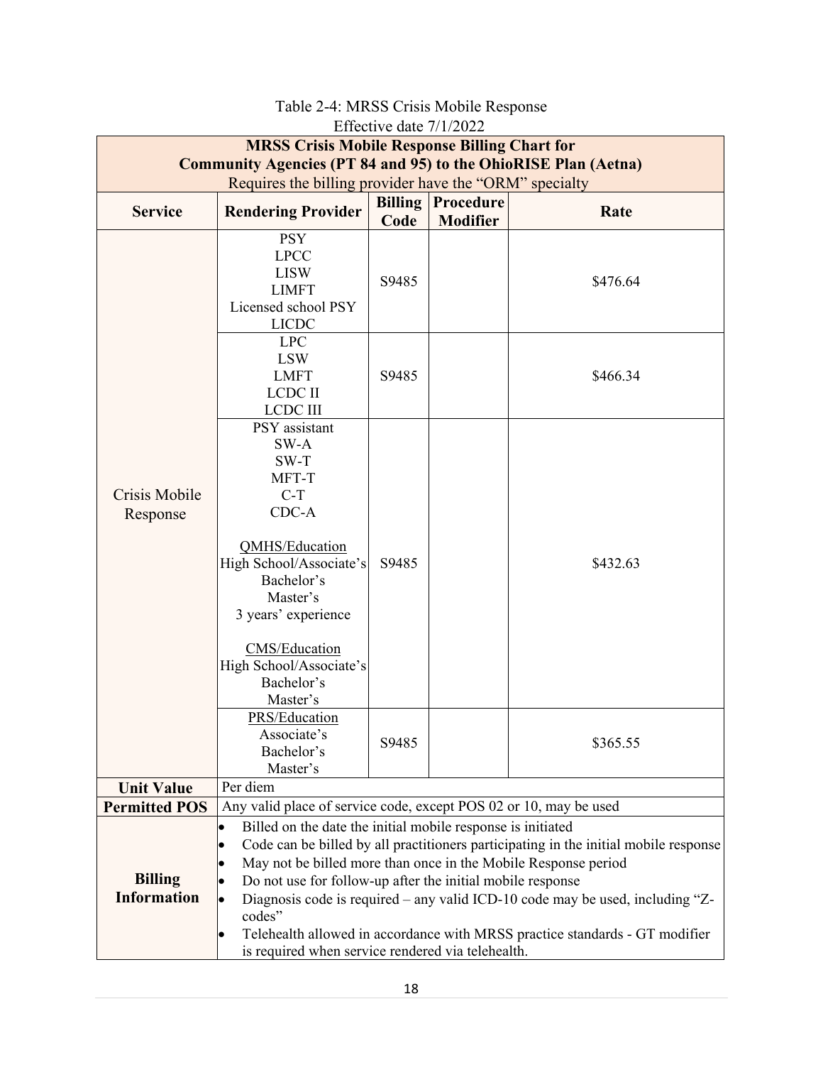Table 2-4: MRSS Crisis Mobile Response
Effective date 7/1/2022

| **MRSS Crisis Mobile Response Billing Chart for Community Agencies (PT 84 and 95) to the OhioRISE Plan (Aetna)** Requires the billing provider have the "ORM" specialty | | | | |
|---|---|---|---|---|
| **Service** | **Rendering Provider** | **Billing Code** | **Procedure Modifier** | **Rate** |
| Crisis Mobile Response | PSY<br>LPCC<br>LISW<br>LIMFT<br>Licensed school PSY<br>LICDC | S9485 | | $476.64 |
| | LPC<br>LSW<br>LMFT<br>LCDC II<br>LCDC III | S9485 | | $466.34 |
| | PSY assistant<br>SW-A<br>SW-T<br>MFT-T<br>C-T<br>CDC-A<br><br>QMHS/Education<br>High School/Associate's<br>Bachelor's<br>Master's<br>3 years' experience<br><br>CMS/Education<br>High School/Associate's<br>Bachelor's<br>Master's | S9485 | | $432.63 |
| | PRS/Education<br>Associate's<br>Bachelor's<br>Master's | S9485 | | $365.55 |
| **Unit Value** | Per diem | | | |
| **Permitted POS** | Any valid place of service code, except POS 02 or 10, may be used | | | |
| **Billing Information** | • Billed on the date the initial mobile response is initiated<br>• Code can be billed by all practitioners participating in the initial mobile response<br>• May not be billed more than once in the Mobile Response period<br>• Do not use for follow-up after the initial mobile response<br>• Diagnosis code is required – any valid ICD-10 code may be used, including "Z-codes"<br>• Telehealth allowed in accordance with MRSS practice standards - GT modifier is required when service rendered via telehealth. | | | |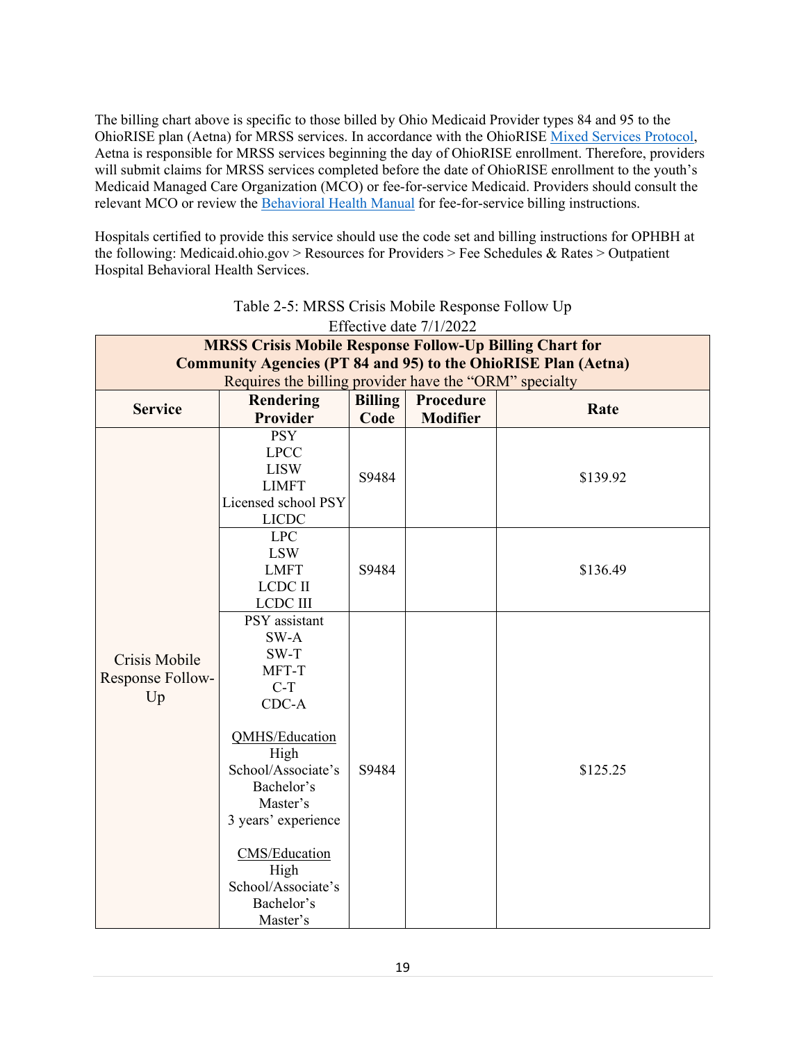The billing chart above is specific to those billed by Ohio Medicaid Provider types 84 and 95 to the OhioRISE plan (Aetna) for MRSS services. In accordance with the OhioRISE Mixed Services Protocol, Aetna is responsible for MRSS services beginning the day of OhioRISE enrollment. Therefore, providers will submit claims for MRSS services completed before the date of OhioRISE enrollment to the youth's Medicaid Managed Care Organization (MCO) or fee-for-service Medicaid. Providers should consult the relevant MCO or review the Behavioral Health Manual for fee-for-service billing instructions.

Hospitals certified to provide this service should use the code set and billing instructions for OPHBH at the following: Medicaid.ohio.gov > Resources for Providers > Fee Schedules & Rates > Outpatient Hospital Behavioral Health Services.

Table 2-5: MRSS Crisis Mobile Response Follow Up
Effective date 7/1/2022

| **MRSS Crisis Mobile Response Follow-Up Billing Chart for Community Agencies (PT 84 and 95) to the OhioRISE Plan (Aetna)** Requires the billing provider have the "ORM" specialty | | | | |
|---|---|---|---|---|
| **Service** | **Rendering Provider** | **Billing Code** | **Procedure Modifier** | **Rate** |
| Crisis Mobile Response Follow-Up | PSY<br>LPCC<br>LISW<br>LIMFT<br>Licensed school PSY<br>LICDC | S9484 | | $139.92 |
| | LPC<br>LSW<br>LMFT<br>LCDC II<br>LCDC III | S9484 | | $136.49 |
| | PSY assistant<br>SW-A<br>SW-T<br>MFT-T<br>C-T<br>CDC-A<br><br>QMHS/Education<br>High School/Associate's<br>Bachelor's<br>Master's<br>3 years' experience<br><br>CMS/Education<br>High School/Associate's<br>Bachelor's<br>Master's | S9484 | | $125.25 |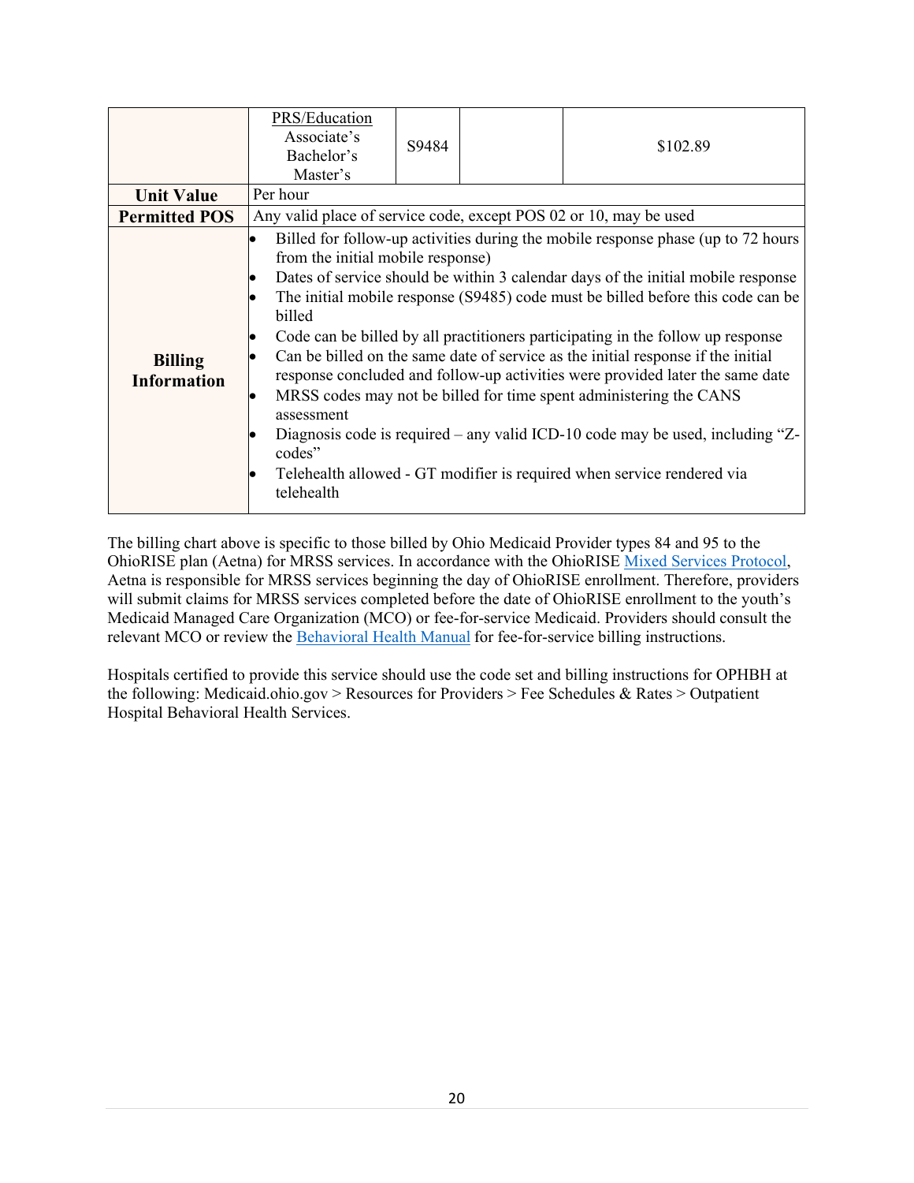|  | PRS/Education<br>Associate's<br>Bachelor's<br>Master's | S9484 |  | $102.89 |
|---|---|---|---|---|
| **Unit Value** | Per hour | | | |
| **Permitted POS** | Any valid place of service code, except POS 02 or 10, may be used | | | |
| **Billing Information** | • Billed for follow-up activities during the mobile response phase (up to 72 hours from the initial mobile response)<br>• Dates of service should be within 3 calendar days of the initial mobile response<br>• The initial mobile response (S9485) code must be billed before this code can be billed<br>• Code can be billed by all practitioners participating in the follow up response<br>• Can be billed on the same date of service as the initial response if the initial response concluded and follow-up activities were provided later the same date<br>• MRSS codes may not be billed for time spent administering the CANS assessment<br>• Diagnosis code is required – any valid ICD-10 code may be used, including "Z-codes"<br>• Telehealth allowed - GT modifier is required when service rendered via telehealth | | | |

The billing chart above is specific to those billed by Ohio Medicaid Provider types 84 and 95 to the OhioRISE plan (Aetna) for MRSS services. In accordance with the OhioRISE Mixed Services Protocol, Aetna is responsible for MRSS services beginning the day of OhioRISE enrollment. Therefore, providers will submit claims for MRSS services completed before the date of OhioRISE enrollment to the youth's Medicaid Managed Care Organization (MCO) or fee-for-service Medicaid. Providers should consult the relevant MCO or review the Behavioral Health Manual for fee-for-service billing instructions.

Hospitals certified to provide this service should use the code set and billing instructions for OPHBH at the following: Medicaid.ohio.gov > Resources for Providers > Fee Schedules & Rates > Outpatient Hospital Behavioral Health Services.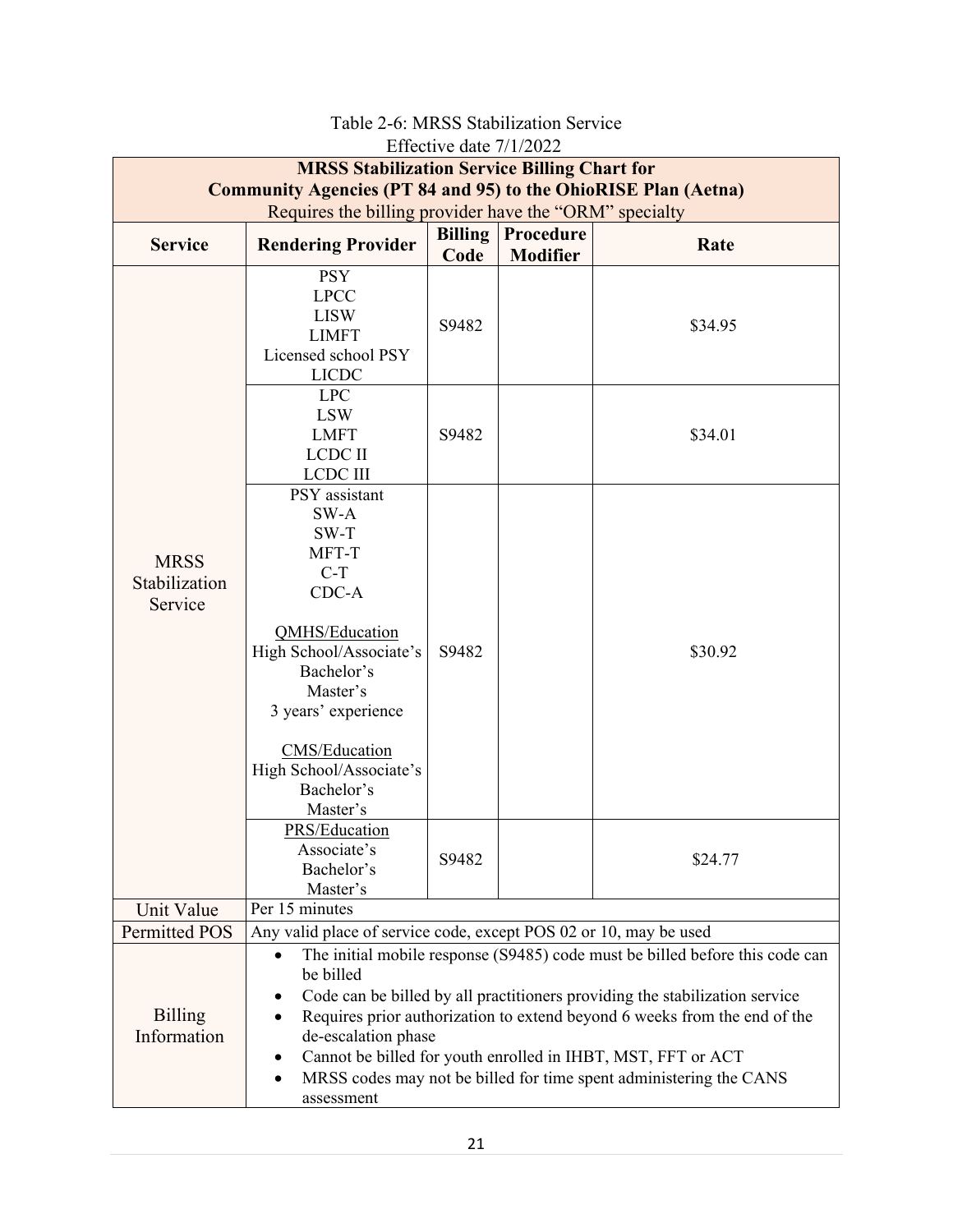Table 2-6: MRSS Stabilization Service
Effective date 7/1/2022

| **MRSS Stabilization Service Billing Chart for Community Agencies (PT 84 and 95) to the OhioRISE Plan (Aetna)**<br>Requires the billing provider have the "ORM" specialty | | | | |
|---|---|---|---|---|
| **Service** | **Rendering Provider** | **Billing Code** | **Procedure Modifier** | **Rate** |
| MRSS Stabilization Service | PSY<br>LPCC<br>LISW<br>LIMFT<br>Licensed school PSY<br>LICDC | S9482 | | $34.95 |
| | LPC<br>LSW<br>LMFT<br>LCDC II<br>LCDC III | S9482 | | $34.01 |
| | PSY assistant<br>SW-A<br>SW-T<br>MFT-T<br>C-T<br>CDC-A<br><br><u>QMHS/Education</u><br>High School/Associate's<br>Bachelor's<br>Master's<br>3 years' experience<br><br><u>CMS/Education</u><br>High School/Associate's<br>Bachelor's<br>Master's | S9482 | | $30.92 |
| | <u>PRS/Education</u><br>Associate's<br>Bachelor's<br>Master's | S9482 | | $24.77 |
| Unit Value | Per 15 minutes | | | |
| Permitted POS | Any valid place of service code, except POS 02 or 10, may be used | | | |
| Billing Information | • The initial mobile response (S9485) code must be billed before this code can be billed<br>• Code can be billed by all practitioners providing the stabilization service<br>• Requires prior authorization to extend beyond 6 weeks from the end of the de-escalation phase<br>• Cannot be billed for youth enrolled in IHBT, MST, FFT or ACT<br>• MRSS codes may not be billed for time spent administering the CANS assessment | | | |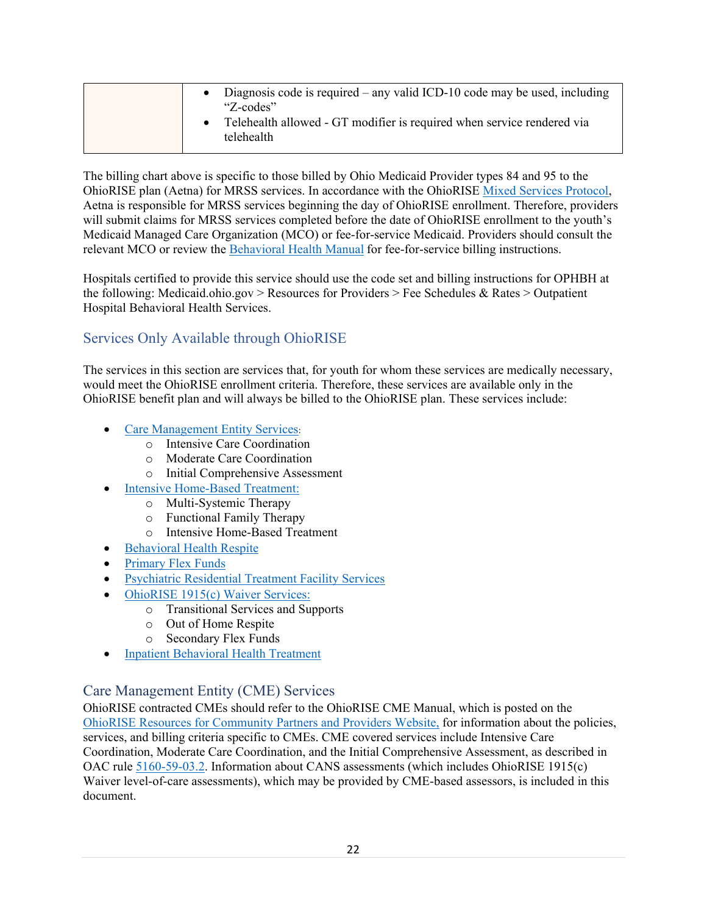| | • Diagnosis code is required – any valid ICD-10 code may be used, including "Z-codes"<br>• Telehealth allowed - GT modifier is required when service rendered via telehealth |
|---|---|

The billing chart above is specific to those billed by Ohio Medicaid Provider types 84 and 95 to the OhioRISE plan (Aetna) for MRSS services. In accordance with the OhioRISE Mixed Services Protocol, Aetna is responsible for MRSS services beginning the day of OhioRISE enrollment. Therefore, providers will submit claims for MRSS services completed before the date of OhioRISE enrollment to the youth's Medicaid Managed Care Organization (MCO) or fee-for-service Medicaid. Providers should consult the relevant MCO or review the Behavioral Health Manual for fee-for-service billing instructions.

Hospitals certified to provide this service should use the code set and billing instructions for OPHBH at the following: Medicaid.ohio.gov > Resources for Providers > Fee Schedules & Rates > Outpatient Hospital Behavioral Health Services.

## Services Only Available through OhioRISE

The services in this section are services that, for youth for whom these services are medically necessary, would meet the OhioRISE enrollment criteria. Therefore, these services are available only in the OhioRISE benefit plan and will always be billed to the OhioRISE plan. These services include:

- Care Management Entity Services:
  - Intensive Care Coordination
  - Moderate Care Coordination
  - Initial Comprehensive Assessment
- Intensive Home-Based Treatment:
  - Multi-Systemic Therapy
  - Functional Family Therapy
  - Intensive Home-Based Treatment
- Behavioral Health Respite
- Primary Flex Funds
- Psychiatric Residential Treatment Facility Services
- OhioRISE 1915(c) Waiver Services:
  - Transitional Services and Supports
  - Out of Home Respite
  - Secondary Flex Funds
- Inpatient Behavioral Health Treatment

## Care Management Entity (CME) Services

OhioRISE contracted CMEs should refer to the OhioRISE CME Manual, which is posted on the OhioRISE Resources for Community Partners and Providers Website, for information about the policies, services, and billing criteria specific to CMEs. CME covered services include Intensive Care Coordination, Moderate Care Coordination, and the Initial Comprehensive Assessment, as described in OAC rule 5160-59-03.2. Information about CANS assessments (which includes OhioRISE 1915(c) Waiver level-of-care assessments), which may be provided by CME-based assessors, is included in this document.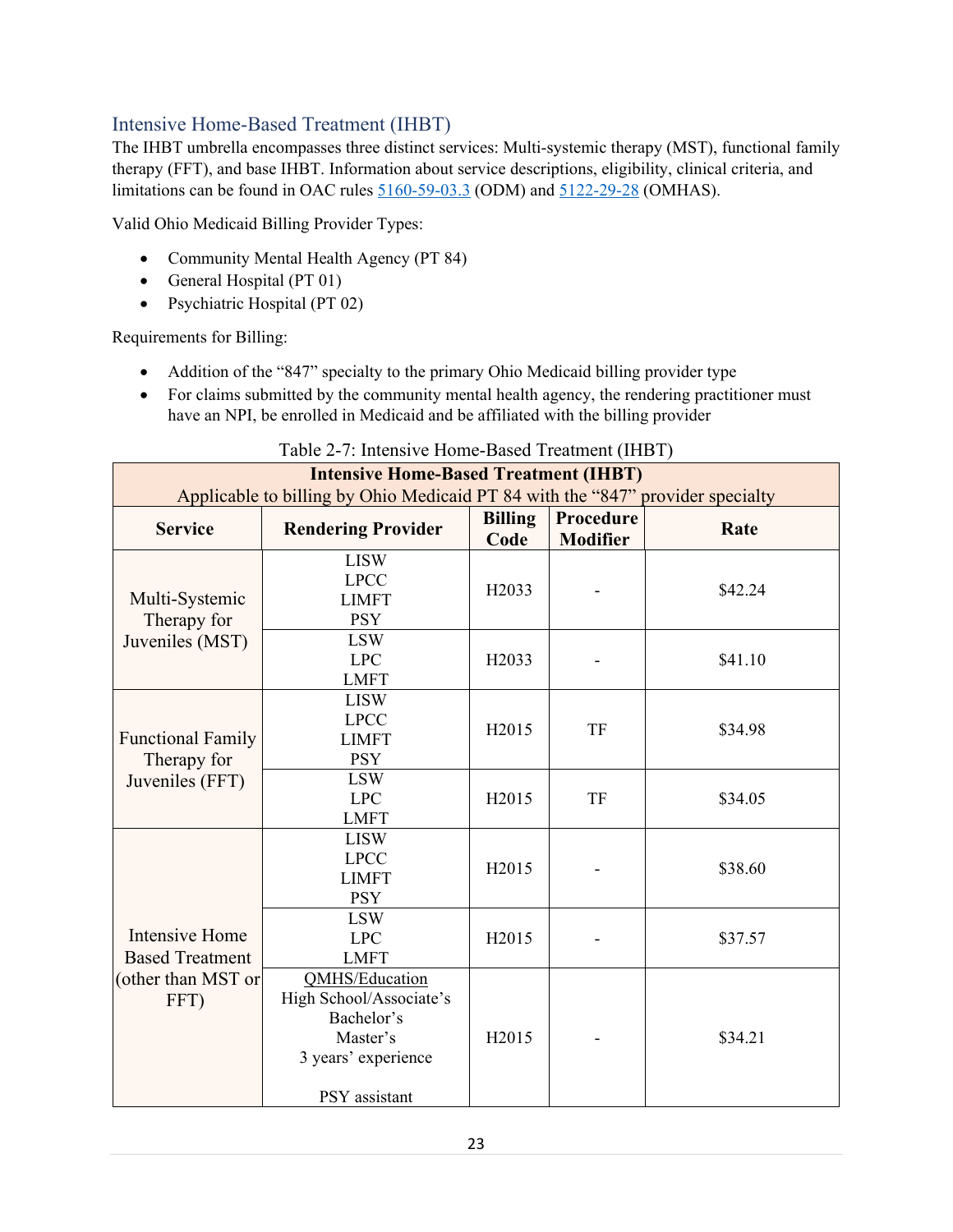## Intensive Home-Based Treatment (IHBT)

The IHBT umbrella encompasses three distinct services: Multi-systemic therapy (MST), functional family therapy (FFT), and base IHBT. Information about service descriptions, eligibility, clinical criteria, and limitations can be found in OAC rules 5160-59-03.3 (ODM) and 5122-29-28 (OMHAS).

Valid Ohio Medicaid Billing Provider Types:

- Community Mental Health Agency (PT 84)
- General Hospital (PT 01)
- Psychiatric Hospital (PT 02)

Requirements for Billing:

- Addition of the "847" specialty to the primary Ohio Medicaid billing provider type
- For claims submitted by the community mental health agency, the rendering practitioner must have an NPI, be enrolled in Medicaid and be affiliated with the billing provider

Table 2-7: Intensive Home-Based Treatment (IHBT)

| **Intensive Home-Based Treatment (IHBT)**<br>Applicable to billing by Ohio Medicaid PT 84 with the "847" provider specialty | | | | |
|---|---|---|---|---|
| **Service** | **Rendering Provider** | **Billing Code** | **Procedure Modifier** | **Rate** |
| Multi-Systemic Therapy for Juveniles (MST) | LISW<br>LPCC<br>LIMFT<br>PSY | H2033 | - | $42.24 |
| | LSW<br>LPC<br>LMFT | H2033 | - | $41.10 |
| Functional Family Therapy for Juveniles (FFT) | LISW<br>LPCC<br>LIMFT<br>PSY | H2015 | TF | $34.98 |
| | LSW<br>LPC<br>LMFT | H2015 | TF | $34.05 |
| Intensive Home Based Treatment (other than MST or FFT) | LISW<br>LPCC<br>LIMFT<br>PSY | H2015 | - | $38.60 |
| | LSW<br>LPC<br>LMFT | H2015 | - | $37.57 |
| | QMHS/Education<br>High School/Associate's<br>Bachelor's<br>Master's<br>3 years' experience<br><br>PSY assistant | H2015 | - | $34.21 |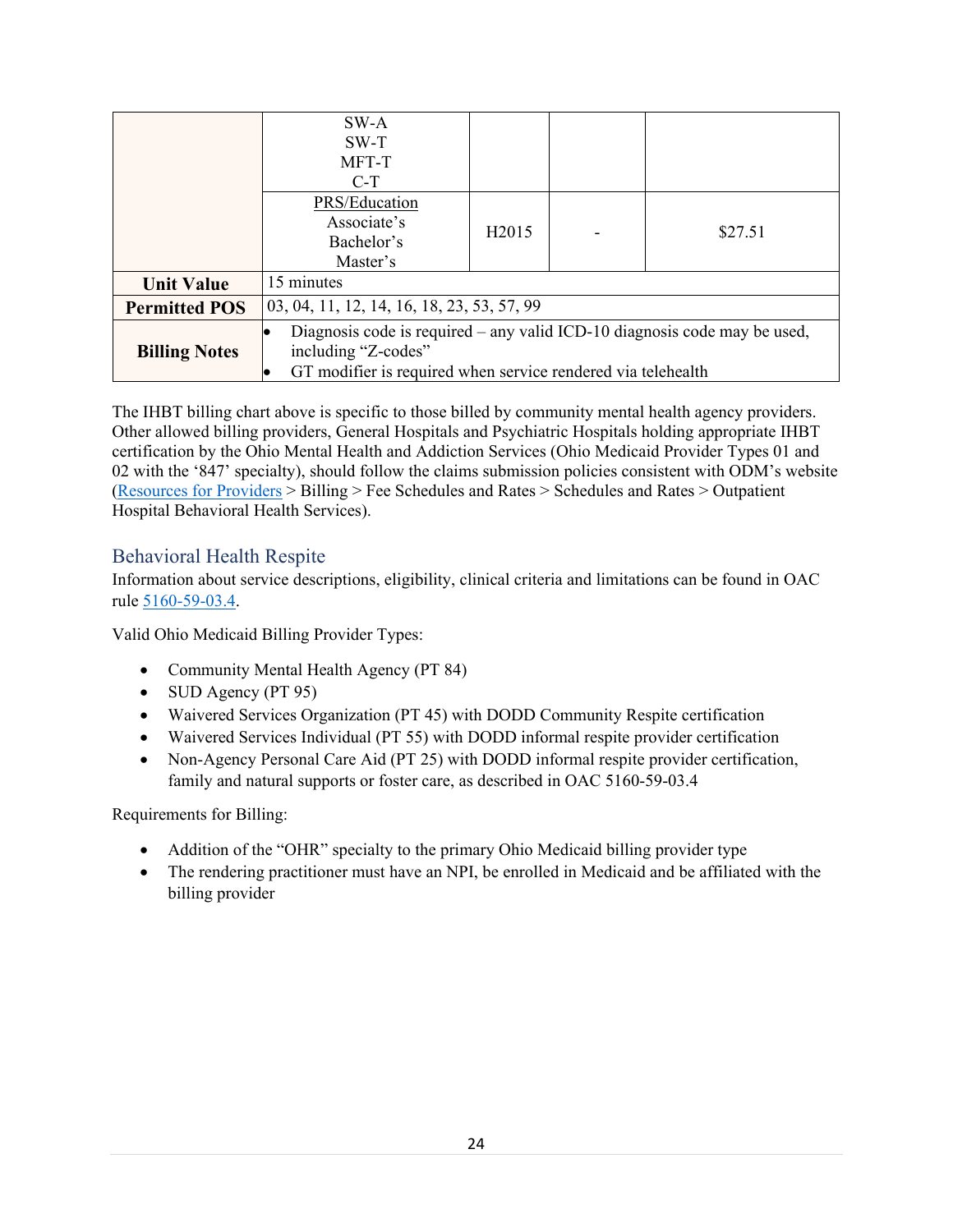| | | | | |
|---|---|---|---|---|
| | SW-A<br>SW-T<br>MFT-T<br>C-T | | | |
| | PRS/Education<br>Associate's<br>Bachelor's<br>Master's | H2015 | - | $27.51 |
| **Unit Value** | 15 minutes | | | |
| **Permitted POS** | 03, 04, 11, 12, 14, 16, 18, 23, 53, 57, 99 | | | |
| **Billing Notes** | • Diagnosis code is required – any valid ICD-10 diagnosis code may be used, including "Z-codes"<br>• GT modifier is required when service rendered via telehealth | | | |

The IHBT billing chart above is specific to those billed by community mental health agency providers. Other allowed billing providers, General Hospitals and Psychiatric Hospitals holding appropriate IHBT certification by the Ohio Mental Health and Addiction Services (Ohio Medicaid Provider Types 01 and 02 with the '847' specialty), should follow the claims submission policies consistent with ODM's website (Resources for Providers > Billing > Fee Schedules and Rates > Schedules and Rates > Outpatient Hospital Behavioral Health Services).

## Behavioral Health Respite

Information about service descriptions, eligibility, clinical criteria and limitations can be found in OAC rule 5160-59-03.4.

Valid Ohio Medicaid Billing Provider Types:

- Community Mental Health Agency (PT 84)
- SUD Agency (PT 95)
- Waivered Services Organization (PT 45) with DODD Community Respite certification
- Waivered Services Individual (PT 55) with DODD informal respite provider certification
- Non-Agency Personal Care Aid (PT 25) with DODD informal respite provider certification, family and natural supports or foster care, as described in OAC 5160-59-03.4

Requirements for Billing:

- Addition of the "OHR" specialty to the primary Ohio Medicaid billing provider type
- The rendering practitioner must have an NPI, be enrolled in Medicaid and be affiliated with the billing provider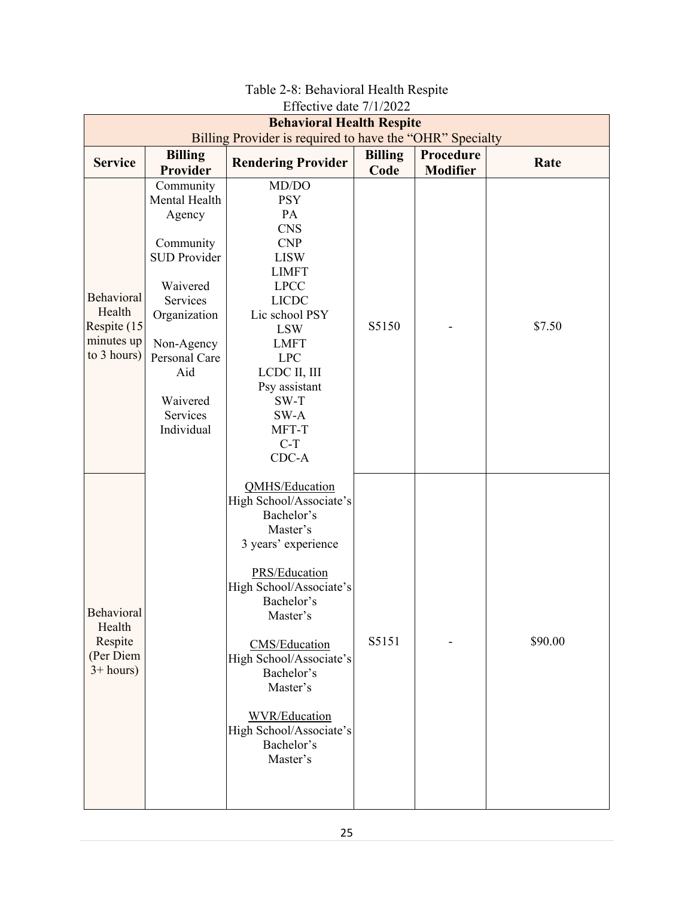Table 2-8: Behavioral Health Respite
Effective date 7/1/2022

| **Behavioral Health Respite**<br>Billing Provider is required to have the "OHR" Specialty | | | | | |
|---|---|---|---|---|---|
| **Service** | **Billing Provider** | **Rendering Provider** | **Billing Code** | **Procedure Modifier** | **Rate** |
| Behavioral Health Respite (15 minutes up to 3 hours) | Community Mental Health Agency<br><br>Community SUD Provider<br><br>Waivered Services Organization<br><br>Non-Agency Personal Care Aid<br><br>Waivered Services Individual | MD/DO<br>PSY<br>PA<br>CNS<br>CNP<br>LISW<br>LIMFT<br>LPCC<br>LICDC<br>Lic school PSY<br>LSW<br>LMFT<br>LPC<br>LCDC II, III<br>Psy assistant<br>SW-T<br>SW-A<br>MFT-T<br>C-T<br>CDC-A | S5150 | - | $7.50 |
| Behavioral Health Respite (Per Diem 3+ hours) | | QMHS/Education<br>High School/Associate's<br>Bachelor's<br>Master's<br>3 years' experience<br><br>PRS/Education<br>High School/Associate's<br>Bachelor's<br>Master's<br><br>CMS/Education<br>High School/Associate's<br>Bachelor's<br>Master's<br><br>WVR/Education<br>High School/Associate's<br>Bachelor's<br>Master's | S5151 | - | $90.00 |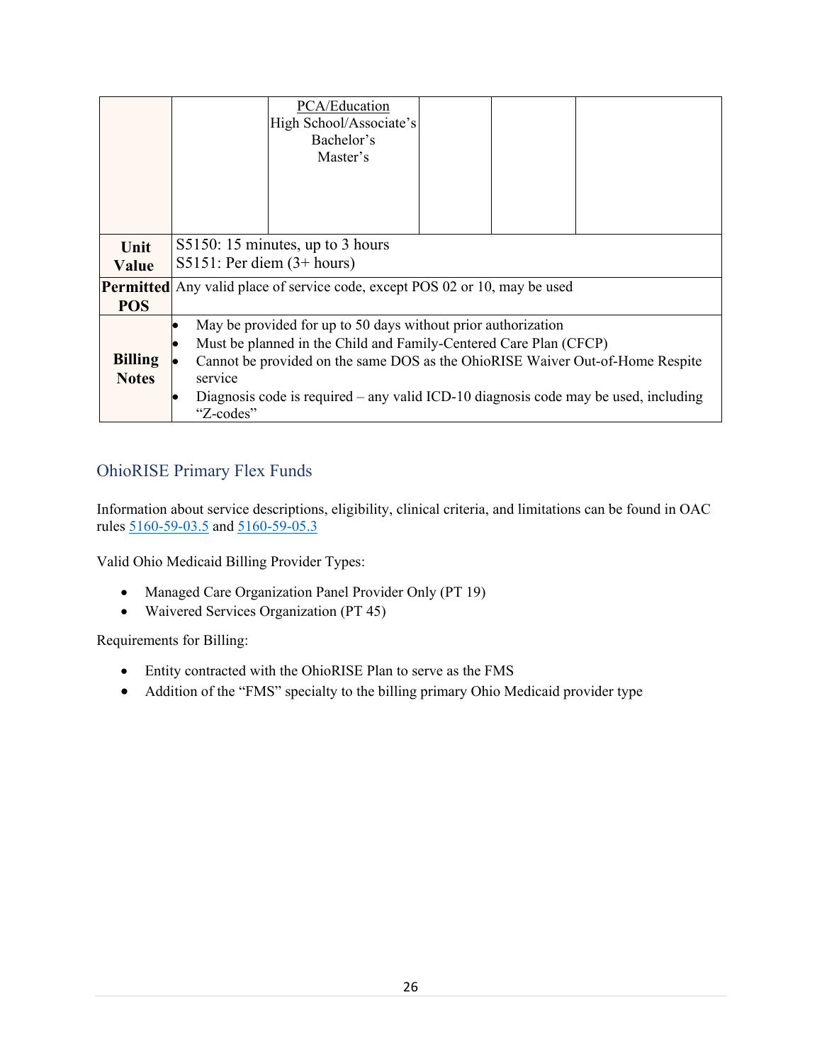|  |  | PCA/Education<br>High School/Associate's<br>Bachelor's<br>Master's |  |  |  |
|---|---|---|---|---|---|
| **Unit Value** | S5150: 15 minutes, up to 3 hours<br>S5151: Per diem (3+ hours) | | | | |
| **Permitted POS** | Any valid place of service code, except POS 02 or 10, may be used | | | | |
| **Billing Notes** | • May be provided for up to 50 days without prior authorization<br>• Must be planned in the Child and Family-Centered Care Plan (CFCP)<br>• Cannot be provided on the same DOS as the OhioRISE Waiver Out-of-Home Respite service<br>• Diagnosis code is required – any valid ICD-10 diagnosis code may be used, including "Z-codes" | | | | |

## OhioRISE Primary Flex Funds

Information about service descriptions, eligibility, clinical criteria, and limitations can be found in OAC rules 5160-59-03.5 and 5160-59-05.3

Valid Ohio Medicaid Billing Provider Types:

- Managed Care Organization Panel Provider Only (PT 19)
- Waivered Services Organization (PT 45)

Requirements for Billing:

- Entity contracted with the OhioRISE Plan to serve as the FMS
- Addition of the "FMS" specialty to the billing primary Ohio Medicaid provider type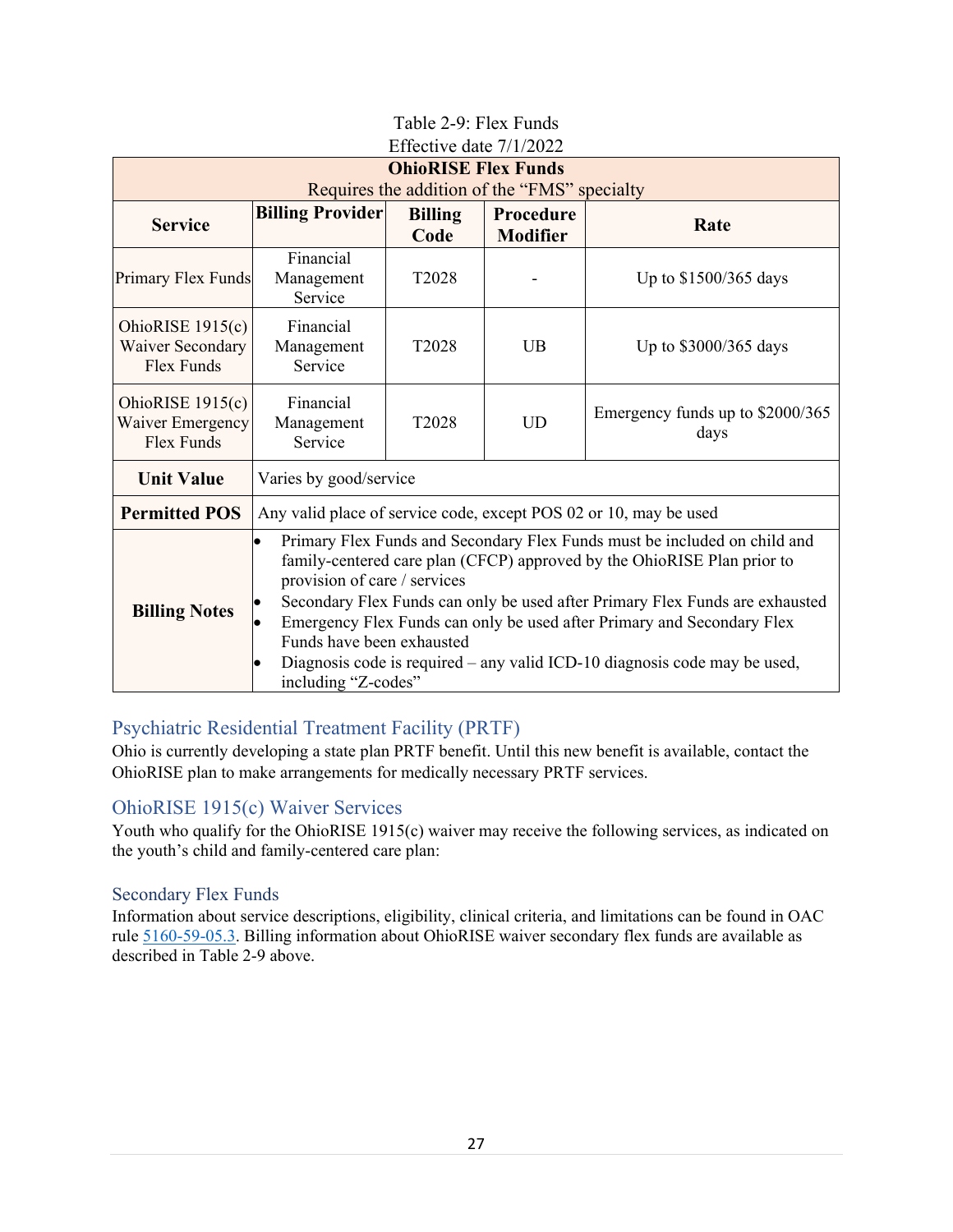Table 2-9: Flex Funds
Effective date 7/1/2022

| **OhioRISE Flex Funds**<br>Requires the addition of the "FMS" specialty | | | | |
|---|---|---|---|---|
| **Service** | **Billing Provider** | **Billing Code** | **Procedure Modifier** | **Rate** |
| Primary Flex Funds | Financial Management Service | T2028 | - | Up to $1500/365 days |
| OhioRISE 1915(c) Waiver Secondary Flex Funds | Financial Management Service | T2028 | UB | Up to $3000/365 days |
| OhioRISE 1915(c) Waiver Emergency Flex Funds | Financial Management Service | T2028 | UD | Emergency funds up to $2000/365 days |
| **Unit Value** | Varies by good/service | | | |
| **Permitted POS** | Any valid place of service code, except POS 02 or 10, may be used | | | |
| **Billing Notes** | • Primary Flex Funds and Secondary Flex Funds must be included on child and family-centered care plan (CFCP) approved by the OhioRISE Plan prior to provision of care / services<br>• Secondary Flex Funds can only be used after Primary Flex Funds are exhausted<br>• Emergency Flex Funds can only be used after Primary and Secondary Flex Funds have been exhausted<br>• Diagnosis code is required – any valid ICD-10 diagnosis code may be used, including "Z-codes" | | | |

## Psychiatric Residential Treatment Facility (PRTF)

Ohio is currently developing a state plan PRTF benefit. Until this new benefit is available, contact the OhioRISE plan to make arrangements for medically necessary PRTF services.

## OhioRISE 1915(c) Waiver Services

Youth who qualify for the OhioRISE 1915(c) waiver may receive the following services, as indicated on the youth's child and family-centered care plan:

### Secondary Flex Funds

Information about service descriptions, eligibility, clinical criteria, and limitations can be found in OAC rule 5160-59-05.3. Billing information about OhioRISE waiver secondary flex funds are available as described in Table 2-9 above.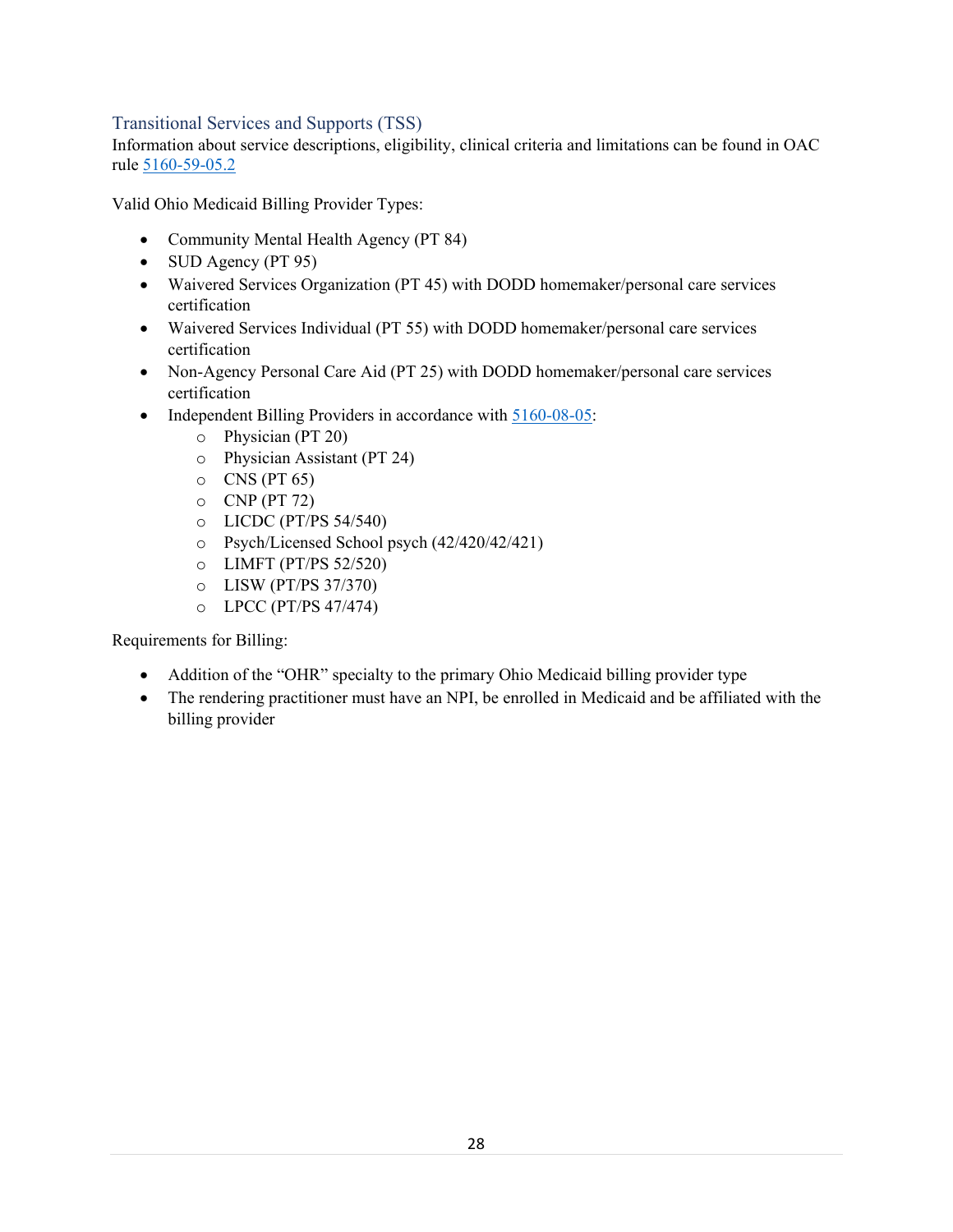## Transitional Services and Supports (TSS)

Information about service descriptions, eligibility, clinical criteria and limitations can be found in OAC rule [5160-59-05.2]()

Valid Ohio Medicaid Billing Provider Types:

- Community Mental Health Agency (PT 84)
- SUD Agency (PT 95)
- Waivered Services Organization (PT 45) with DODD homemaker/personal care services certification
- Waivered Services Individual (PT 55) with DODD homemaker/personal care services certification
- Non-Agency Personal Care Aid (PT 25) with DODD homemaker/personal care services certification
- Independent Billing Providers in accordance with [5160-08-05]():
  - Physician (PT 20)
  - Physician Assistant (PT 24)
  - CNS (PT 65)
  - CNP (PT 72)
  - LICDC (PT/PS 54/540)
  - Psych/Licensed School psych (42/420/42/421)
  - LIMFT (PT/PS 52/520)
  - LISW (PT/PS 37/370)
  - LPCC (PT/PS 47/474)

Requirements for Billing:

- Addition of the "OHR" specialty to the primary Ohio Medicaid billing provider type
- The rendering practitioner must have an NPI, be enrolled in Medicaid and be affiliated with the billing provider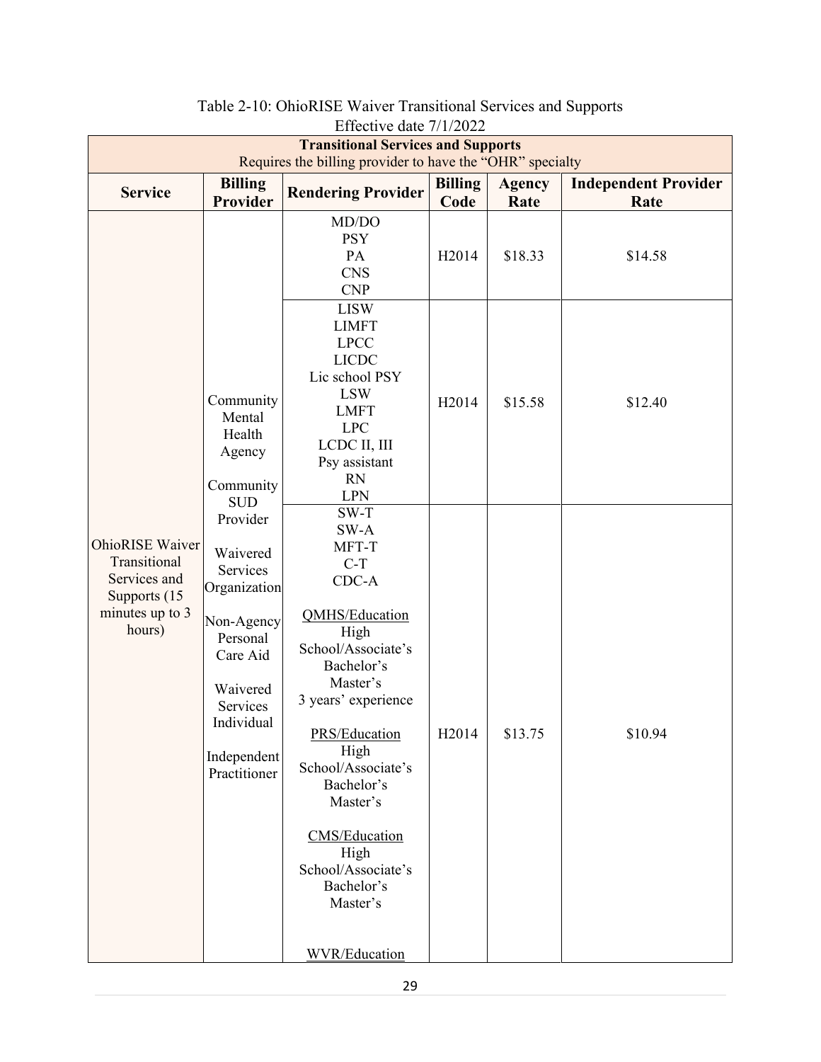Table 2-10: OhioRISE Waiver Transitional Services and Supports
Effective date 7/1/2022

| **Transitional Services and Supports**<br>Requires the billing provider to have the "OHR" specialty | | | | | |
|---|---|---|---|---|---|
| **Service** | **Billing Provider** | **Rendering Provider** | **Billing Code** | **Agency Rate** | **Independent Provider Rate** |
| OhioRISE Waiver Transitional Services and Supports (15 minutes up to 3 hours) | Community Mental Health Agency<br><br>Community SUD Provider<br><br>Waivered Services Organization<br><br>Non-Agency Personal Care Aid<br><br>Waivered Services Individual<br><br>Independent Practitioner | MD/DO<br>PSY<br>PA<br>CNS<br>CNP | H2014 | $18.33 | $14.58 |
| | | LISW<br>LIMFT<br>LPCC<br>LICDC<br>Lic school PSY<br>LSW<br>LMFT<br>LPC<br>LCDC II, III<br>Psy assistant<br>RN<br>LPN | H2014 | $15.58 | $12.40 |
| | | SW-T<br>SW-A<br>MFT-T<br>C-T<br>CDC-A<br><br>QMHS/Education<br>High School/Associate's<br>Bachelor's<br>Master's<br>3 years' experience<br><br>PRS/Education<br>High School/Associate's<br>Bachelor's<br>Master's<br><br>CMS/Education<br>High School/Associate's<br>Bachelor's<br>Master's<br><br>WVR/Education | H2014 | $13.75 | $10.94 |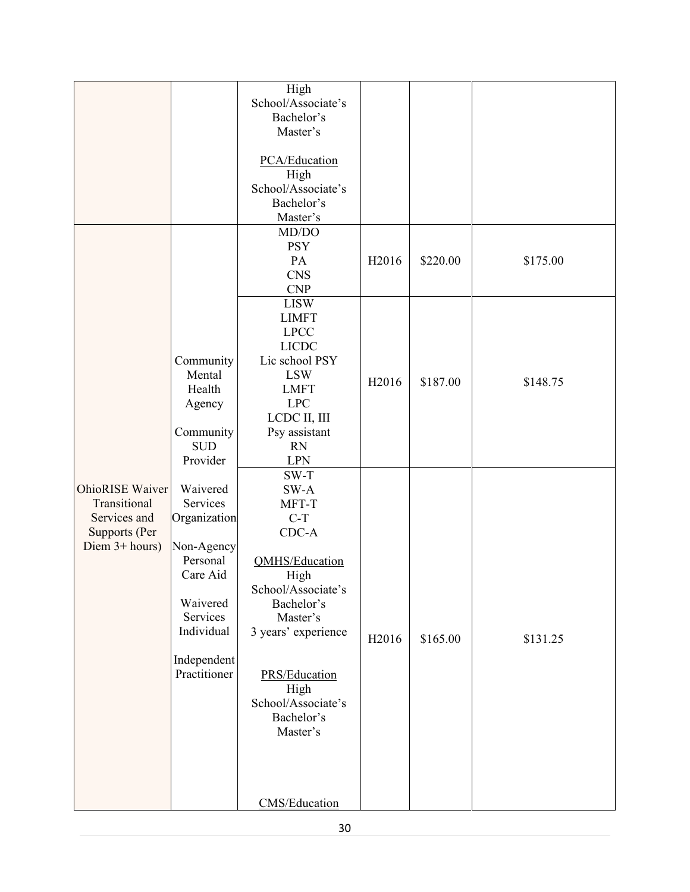| | | | | | |
|---|---|---|---|---|---|
| | | High School/Associate's<br>Bachelor's<br>Master's<br><br>PCA/Education<br>High School/Associate's<br>Bachelor's<br>Master's | | | |
| OhioRISE Waiver Transitional Services and Supports (Per Diem 3+ hours) | Community Mental Health Agency<br><br>Community SUD Provider<br><br>Waivered Services Organization<br><br>Non-Agency Personal Care Aid<br><br>Waivered Services Individual<br><br>Independent Practitioner | MD/DO<br>PSY<br>PA<br>CNS<br>CNP | H2016 | $220.00 | $175.00 |
| | | LISW<br>LIMFT<br>LPCC<br>LICDC<br>Lic school PSY<br>LSW<br>LMFT<br>LPC<br>LCDC II, III<br>Psy assistant<br>RN<br>LPN | H2016 | $187.00 | $148.75 |
| | | SW-T<br>SW-A<br>MFT-T<br>C-T<br>CDC-A<br><br>QMHS/Education<br>High School/Associate's<br>Bachelor's<br>Master's<br>3 years' experience<br><br>PRS/Education<br>High School/Associate's<br>Bachelor's<br>Master's<br><br>CMS/Education | H2016 | $165.00 | $131.25 |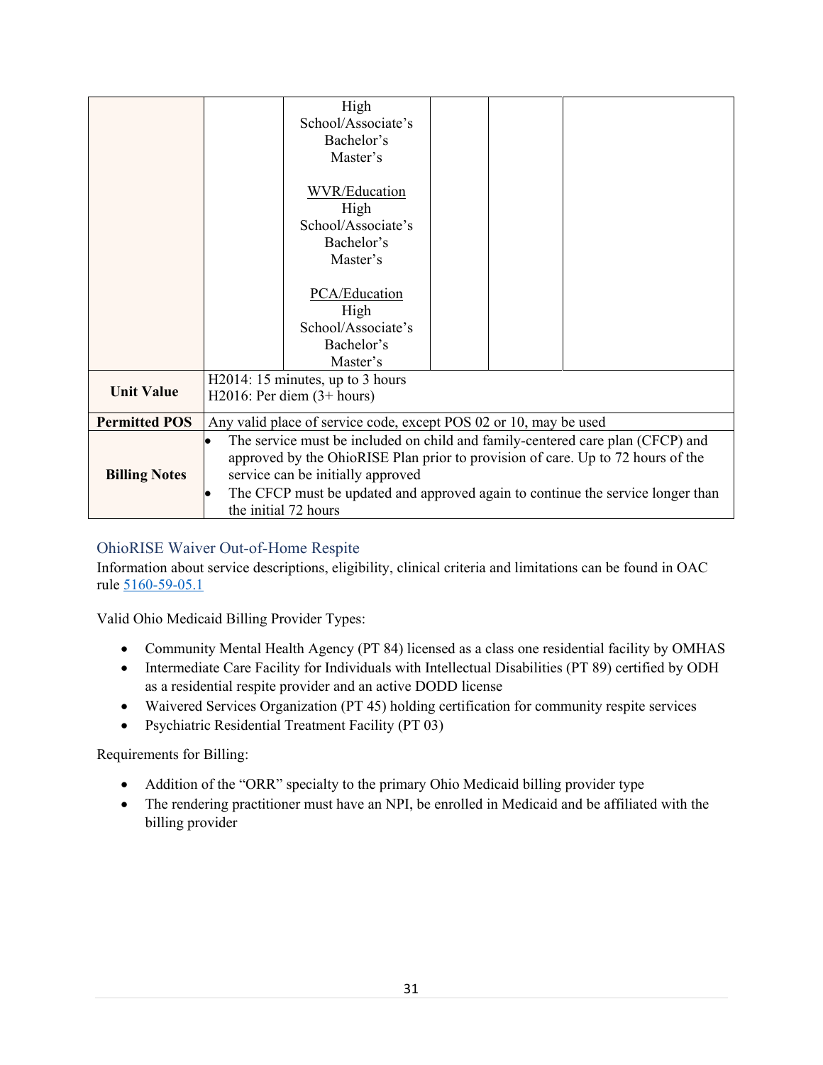| | | | | | |
|---|---|---|---|---|---|
| | | High School/Associate's<br>Bachelor's<br>Master's<br><br>WVR/Education<br>High School/Associate's<br>Bachelor's<br>Master's<br><br>PCA/Education<br>High School/Associate's<br>Bachelor's<br>Master's | | | |
| **Unit Value** | H2014: 15 minutes, up to 3 hours<br>H2016: Per diem (3+ hours) | | | | |
| **Permitted POS** | Any valid place of service code, except POS 02 or 10, may be used | | | | |
| **Billing Notes** | • The service must be included on child and family-centered care plan (CFCP) and approved by the OhioRISE Plan prior to provision of care. Up to 72 hours of the service can be initially approved<br>• The CFCP must be updated and approved again to continue the service longer than the initial 72 hours | | | | |

## OhioRISE Waiver Out-of-Home Respite

Information about service descriptions, eligibility, clinical criteria and limitations can be found in OAC rule 5160-59-05.1

Valid Ohio Medicaid Billing Provider Types:

- Community Mental Health Agency (PT 84) licensed as a class one residential facility by OMHAS
- Intermediate Care Facility for Individuals with Intellectual Disabilities (PT 89) certified by ODH as a residential respite provider and an active DODD license
- Waivered Services Organization (PT 45) holding certification for community respite services
- Psychiatric Residential Treatment Facility (PT 03)

Requirements for Billing:

- Addition of the "ORR" specialty to the primary Ohio Medicaid billing provider type
- The rendering practitioner must have an NPI, be enrolled in Medicaid and be affiliated with the billing provider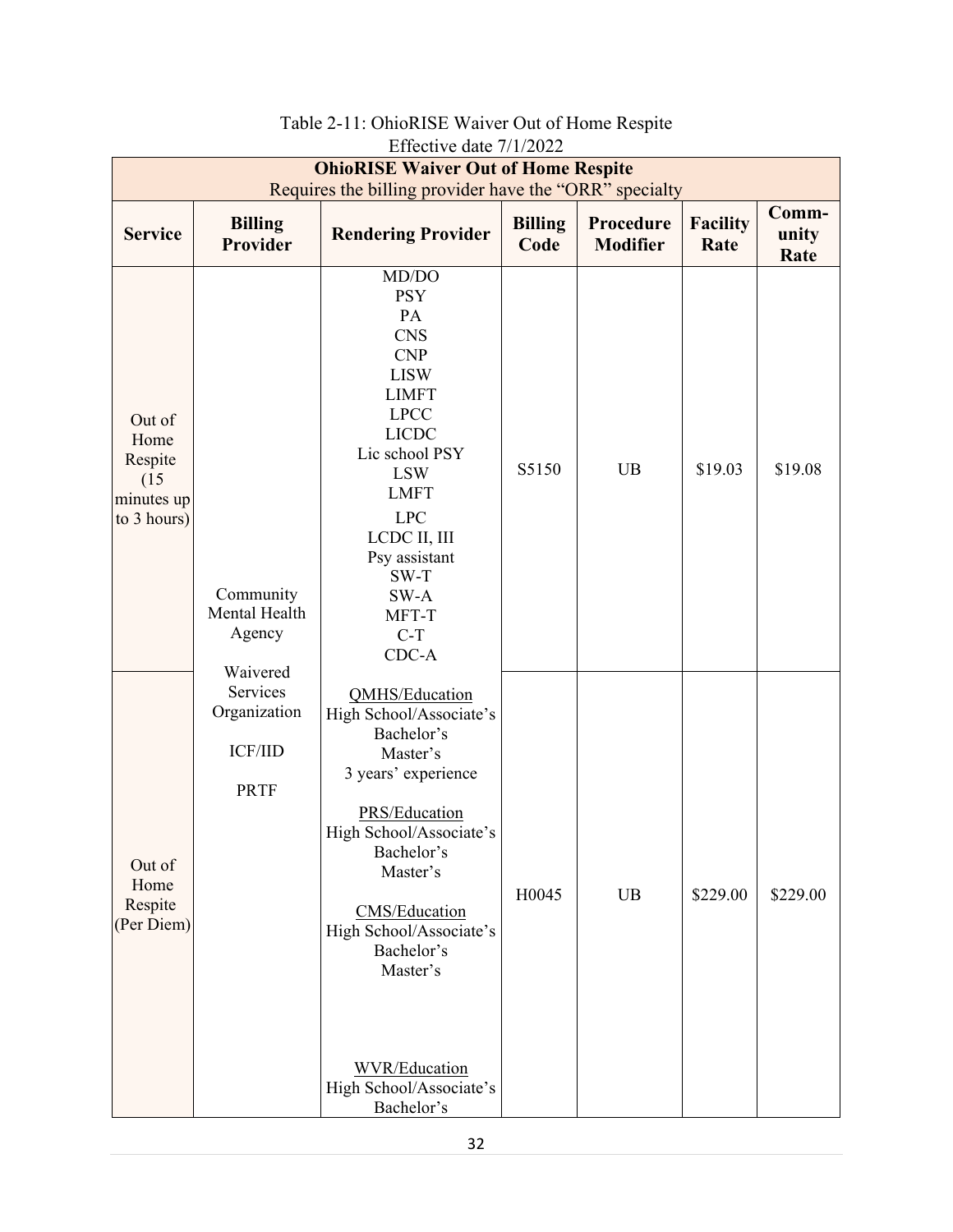Table 2-11: OhioRISE Waiver Out of Home Respite
Effective date 7/1/2022

| **OhioRISE Waiver Out of Home Respite**<br>Requires the billing provider have the "ORR" specialty | | | | | | |
|---|---|---|---|---|---|---|
| **Service** | **Billing Provider** | **Rendering Provider** | **Billing Code** | **Procedure Modifier** | **Facility Rate** | **Comm-unity Rate** |
| Out of Home Respite (15 minutes up to 3 hours) | Community Mental Health Agency<br><br>Waivered Services Organization<br><br>ICF/IID<br><br>PRTF | MD/DO<br>PSY<br>PA<br>CNS<br>CNP<br>LISW<br>LIMFT<br>LPCC<br>LICDC<br>Lic school PSY<br>LSW<br>LMFT<br>LPC<br>LCDC II, III<br>Psy assistant<br>SW-T<br>SW-A<br>MFT-T<br>C-T<br>CDC-A | S5150 | UB | $19.03 | $19.08 |
| Out of Home Respite (Per Diem) | | QMHS/Education<br>High School/Associate's<br>Bachelor's<br>Master's<br>3 years' experience<br><br>PRS/Education<br>High School/Associate's<br>Bachelor's<br>Master's<br><br>CMS/Education<br>High School/Associate's<br>Bachelor's<br>Master's<br><br>WVR/Education<br>High School/Associate's<br>Bachelor's | H0045 | UB | $229.00 | $229.00 |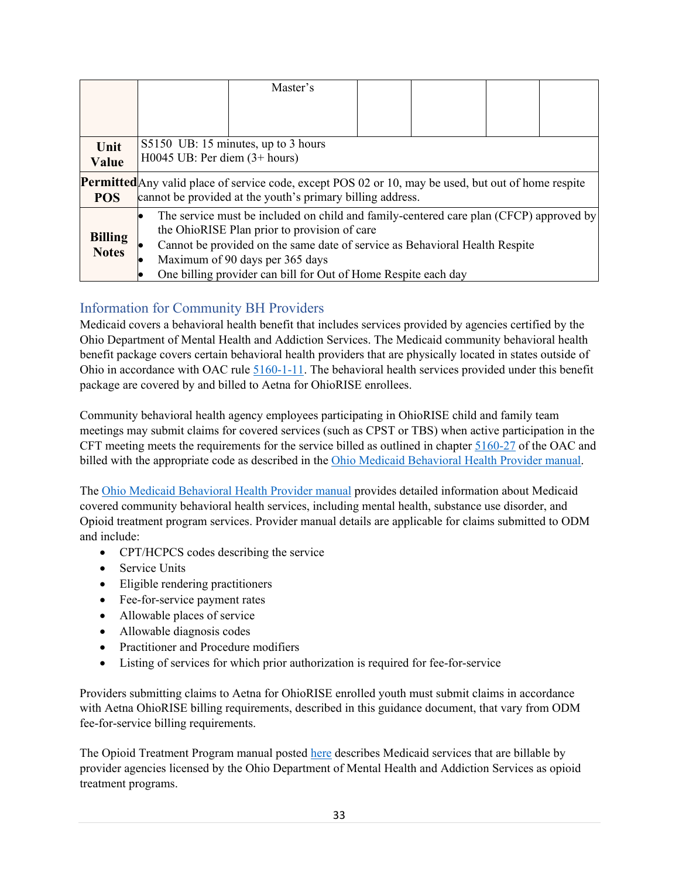|  |  | Master's |  |  |  |  |
|---|---|---|---|---|---|---|
| **Unit Value** | S5150 UB: 15 minutes, up to 3 hours<br>H0045 UB: Per diem (3+ hours) | | | | | |
| **Permitted POS** | Any valid place of service code, except POS 02 or 10, may be used, but out of home respite cannot be provided at the youth's primary billing address. | | | | | |
| **Billing Notes** | • The service must be included on child and family-centered care plan (CFCP) approved by the OhioRISE Plan prior to provision of care<br>• Cannot be provided on the same date of service as Behavioral Health Respite<br>• Maximum of 90 days per 365 days<br>• One billing provider can bill for Out of Home Respite each day | | | | | |

## Information for Community BH Providers

Medicaid covers a behavioral health benefit that includes services provided by agencies certified by the Ohio Department of Mental Health and Addiction Services. The Medicaid community behavioral health benefit package covers certain behavioral health providers that are physically located in states outside of Ohio in accordance with OAC rule 5160-1-11. The behavioral health services provided under this benefit package are covered by and billed to Aetna for OhioRISE enrollees.

Community behavioral health agency employees participating in OhioRISE child and family team meetings may submit claims for covered services (such as CPST or TBS) when active participation in the CFT meeting meets the requirements for the service billed as outlined in chapter 5160-27 of the OAC and billed with the appropriate code as described in the Ohio Medicaid Behavioral Health Provider manual.

The Ohio Medicaid Behavioral Health Provider manual provides detailed information about Medicaid covered community behavioral health services, including mental health, substance use disorder, and Opioid treatment program services. Provider manual details are applicable for claims submitted to ODM and include:

- CPT/HCPCS codes describing the service
- Service Units
- Eligible rendering practitioners
- Fee-for-service payment rates
- Allowable places of service
- Allowable diagnosis codes
- Practitioner and Procedure modifiers
- Listing of services for which prior authorization is required for fee-for-service

Providers submitting claims to Aetna for OhioRISE enrolled youth must submit claims in accordance with Aetna OhioRISE billing requirements, described in this guidance document, that vary from ODM fee-for-service billing requirements.

The Opioid Treatment Program manual posted here describes Medicaid services that are billable by provider agencies licensed by the Ohio Department of Mental Health and Addiction Services as opioid treatment programs.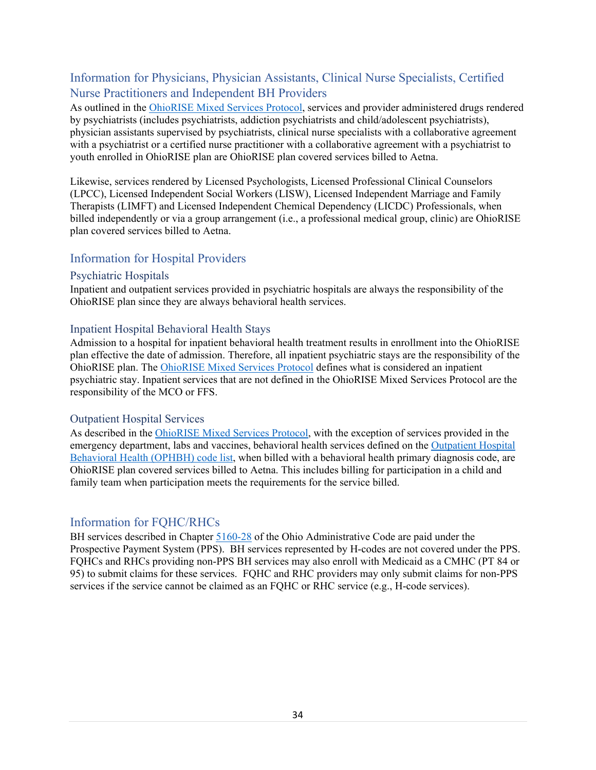## Information for Physicians, Physician Assistants, Clinical Nurse Specialists, Certified Nurse Practitioners and Independent BH Providers

As outlined in the OhioRISE Mixed Services Protocol, services and provider administered drugs rendered by psychiatrists (includes psychiatrists, addiction psychiatrists and child/adolescent psychiatrists), physician assistants supervised by psychiatrists, clinical nurse specialists with a collaborative agreement with a psychiatrist or a certified nurse practitioner with a collaborative agreement with a psychiatrist to youth enrolled in OhioRISE plan are OhioRISE plan covered services billed to Aetna.

Likewise, services rendered by Licensed Psychologists, Licensed Professional Clinical Counselors (LPCC), Licensed Independent Social Workers (LISW), Licensed Independent Marriage and Family Therapists (LIMFT) and Licensed Independent Chemical Dependency (LICDC) Professionals, when billed independently or via a group arrangement (i.e., a professional medical group, clinic) are OhioRISE plan covered services billed to Aetna.

## Information for Hospital Providers

### Psychiatric Hospitals

Inpatient and outpatient services provided in psychiatric hospitals are always the responsibility of the OhioRISE plan since they are always behavioral health services.

### Inpatient Hospital Behavioral Health Stays

Admission to a hospital for inpatient behavioral health treatment results in enrollment into the OhioRISE plan effective the date of admission. Therefore, all inpatient psychiatric stays are the responsibility of the OhioRISE plan. The OhioRISE Mixed Services Protocol defines what is considered an inpatient psychiatric stay. Inpatient services that are not defined in the OhioRISE Mixed Services Protocol are the responsibility of the MCO or FFS.

### Outpatient Hospital Services

As described in the OhioRISE Mixed Services Protocol, with the exception of services provided in the emergency department, labs and vaccines, behavioral health services defined on the Outpatient Hospital Behavioral Health (OPHBH) code list, when billed with a behavioral health primary diagnosis code, are OhioRISE plan covered services billed to Aetna. This includes billing for participation in a child and family team when participation meets the requirements for the service billed.

## Information for FQHC/RHCs

BH services described in Chapter 5160-28 of the Ohio Administrative Code are paid under the Prospective Payment System (PPS). BH services represented by H-codes are not covered under the PPS. FQHCs and RHCs providing non-PPS BH services may also enroll with Medicaid as a CMHC (PT 84 or 95) to submit claims for these services. FQHC and RHC providers may only submit claims for non-PPS services if the service cannot be claimed as an FQHC or RHC service (e.g., H-code services).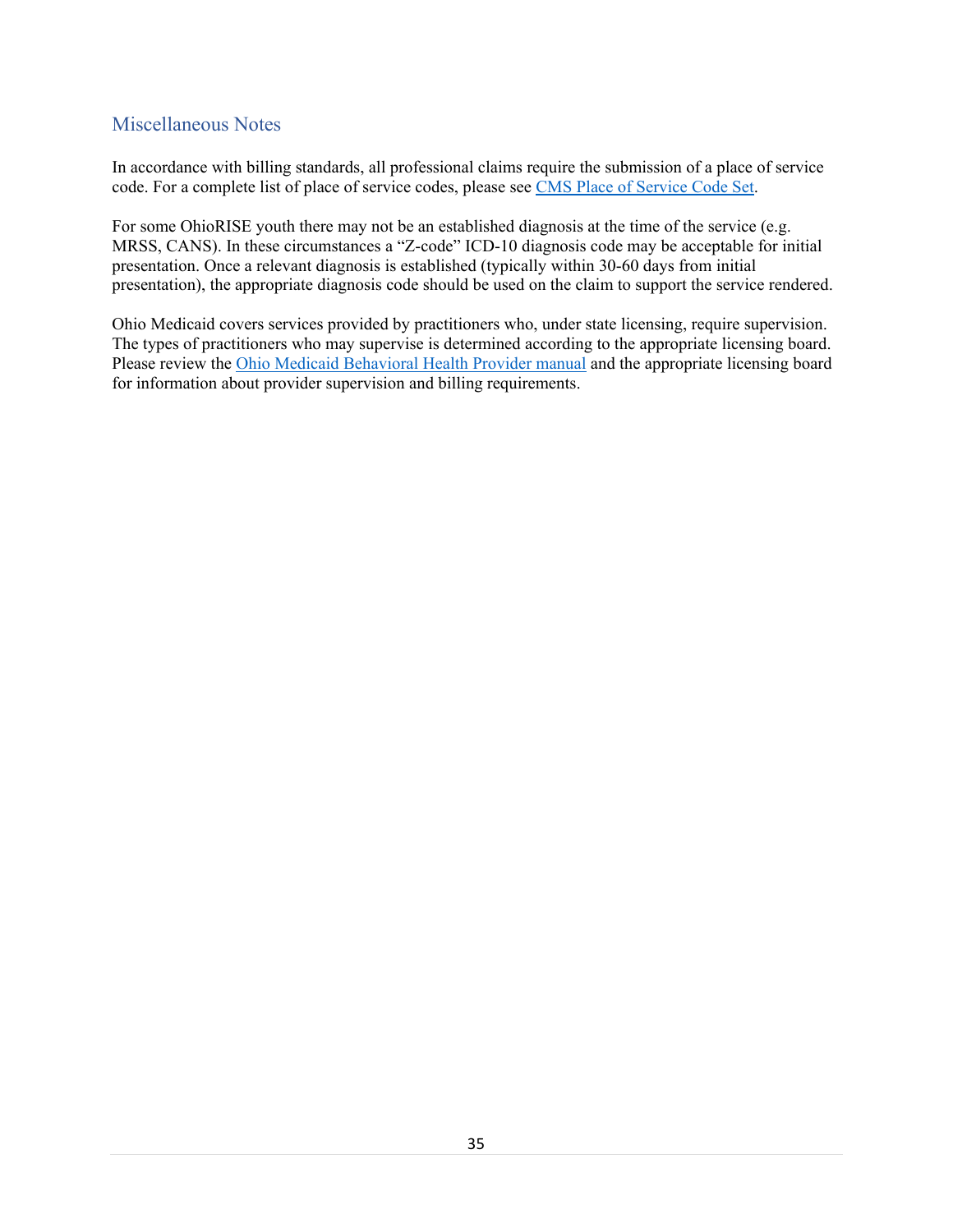## Miscellaneous Notes

In accordance with billing standards, all professional claims require the submission of a place of service code. For a complete list of place of service codes, please see [CMS Place of Service Code Set](#).

For some OhioRISE youth there may not be an established diagnosis at the time of the service (e.g. MRSS, CANS). In these circumstances a "Z-code" ICD-10 diagnosis code may be acceptable for initial presentation. Once a relevant diagnosis is established (typically within 30-60 days from initial presentation), the appropriate diagnosis code should be used on the claim to support the service rendered.

Ohio Medicaid covers services provided by practitioners who, under state licensing, require supervision. The types of practitioners who may supervise is determined according to the appropriate licensing board. Please review the [Ohio Medicaid Behavioral Health Provider manual](#) and the appropriate licensing board for information about provider supervision and billing requirements.